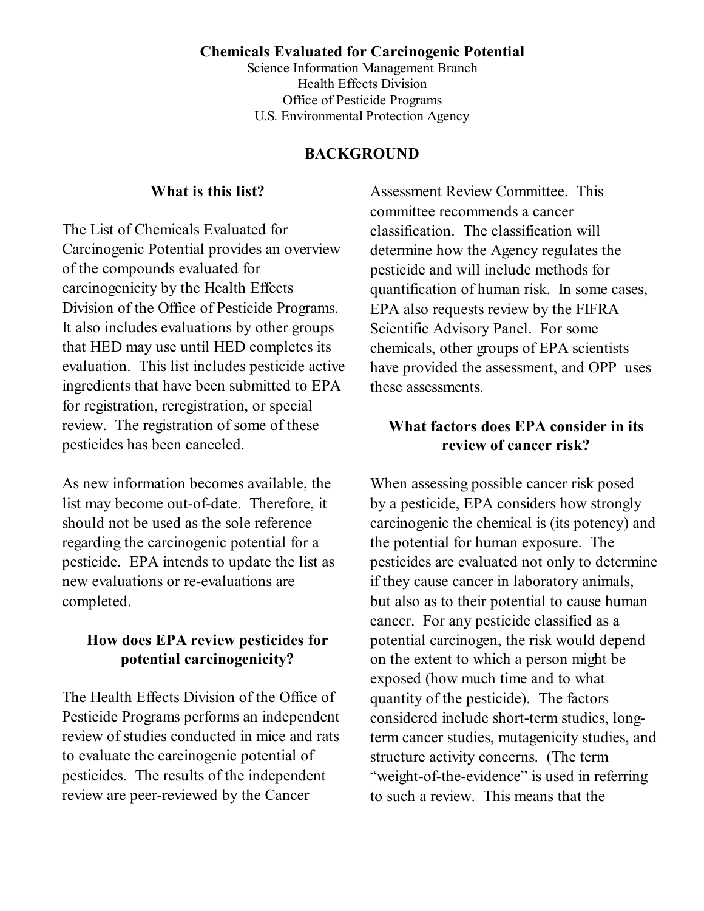# Chemicals Evaluated for Carcinogenic Potential

Science Information Management Branch
Health Effects Division
Office of Pesticide Programs
U.S. Environmental Protection Agency

## BACKGROUND

### What is this list?

The List of Chemicals Evaluated for Carcinogenic Potential provides an overview of the compounds evaluated for carcinogenicity by the Health Effects Division of the Office of Pesticide Programs. It also includes evaluations by other groups that HED may use until HED completes its evaluation. This list includes pesticide active ingredients that have been submitted to EPA for registration, reregistration, or special review. The registration of some of these pesticides has been canceled.

As new information becomes available, the list may become out-of-date. Therefore, it should not be used as the sole reference regarding the carcinogenic potential for a pesticide. EPA intends to update the list as new evaluations or re-evaluations are completed.

### How does EPA review pesticides for potential carcinogenicity?

The Health Effects Division of the Office of Pesticide Programs performs an independent review of studies conducted in mice and rats to evaluate the carcinogenic potential of pesticides. The results of the independent review are peer-reviewed by the Cancer Assessment Review Committee. This committee recommends a cancer classification. The classification will determine how the Agency regulates the pesticide and will include methods for quantification of human risk. In some cases, EPA also requests review by the FIFRA Scientific Advisory Panel. For some chemicals, other groups of EPA scientists have provided the assessment, and OPP uses these assessments.

### What factors does EPA consider in its review of cancer risk?

When assessing possible cancer risk posed by a pesticide, EPA considers how strongly carcinogenic the chemical is (its potency) and the potential for human exposure. The pesticides are evaluated not only to determine if they cause cancer in laboratory animals, but also as to their potential to cause human cancer. For any pesticide classified as a potential carcinogen, the risk would depend on the extent to which a person might be exposed (how much time and to what quantity of the pesticide). The factors considered include short-term studies, long-term cancer studies, mutagenicity studies, and structure activity concerns. (The term "weight-of-the-evidence" is used in referring to such a review. This means that the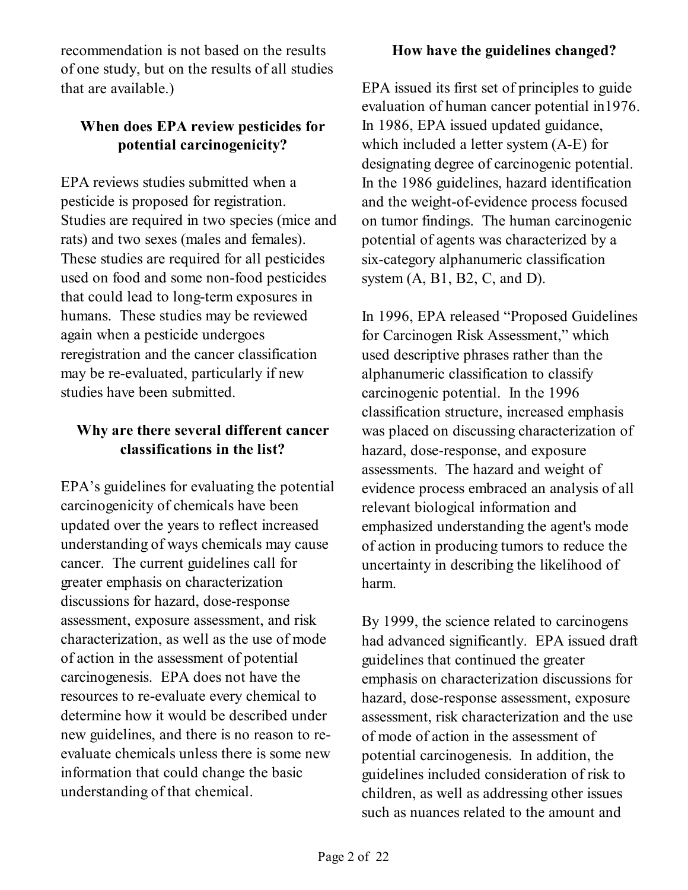recommendation is not based on the results of one study, but on the results of all studies that are available.)

## When does EPA review pesticides for potential carcinogenicity?

EPA reviews studies submitted when a pesticide is proposed for registration. Studies are required in two species (mice and rats) and two sexes (males and females). These studies are required for all pesticides used on food and some non-food pesticides that could lead to long-term exposures in humans. These studies may be reviewed again when a pesticide undergoes reregistration and the cancer classification may be re-evaluated, particularly if new studies have been submitted.

## Why are there several different cancer classifications in the list?

EPA's guidelines for evaluating the potential carcinogenicity of chemicals have been updated over the years to reflect increased understanding of ways chemicals may cause cancer. The current guidelines call for greater emphasis on characterization discussions for hazard, dose-response assessment, exposure assessment, and risk characterization, as well as the use of mode of action in the assessment of potential carcinogenesis. EPA does not have the resources to re-evaluate every chemical to determine how it would be described under new guidelines, and there is no reason to re-evaluate chemicals unless there is some new information that could change the basic understanding of that chemical.

## How have the guidelines changed?

EPA issued its first set of principles to guide evaluation of human cancer potential in1976. In 1986, EPA issued updated guidance, which included a letter system (A-E) for designating degree of carcinogenic potential. In the 1986 guidelines, hazard identification and the weight-of-evidence process focused on tumor findings. The human carcinogenic potential of agents was characterized by a six-category alphanumeric classification system (A, B1, B2, C, and D).

In 1996, EPA released "Proposed Guidelines for Carcinogen Risk Assessment," which used descriptive phrases rather than the alphanumeric classification to classify carcinogenic potential. In the 1996 classification structure, increased emphasis was placed on discussing characterization of hazard, dose-response, and exposure assessments. The hazard and weight of evidence process embraced an analysis of all relevant biological information and emphasized understanding the agent's mode of action in producing tumors to reduce the uncertainty in describing the likelihood of harm.

By 1999, the science related to carcinogens had advanced significantly. EPA issued draft guidelines that continued the greater emphasis on characterization discussions for hazard, dose-response assessment, exposure assessment, risk characterization and the use of mode of action in the assessment of potential carcinogenesis. In addition, the guidelines included consideration of risk to children, as well as addressing other issues such as nuances related to the amount and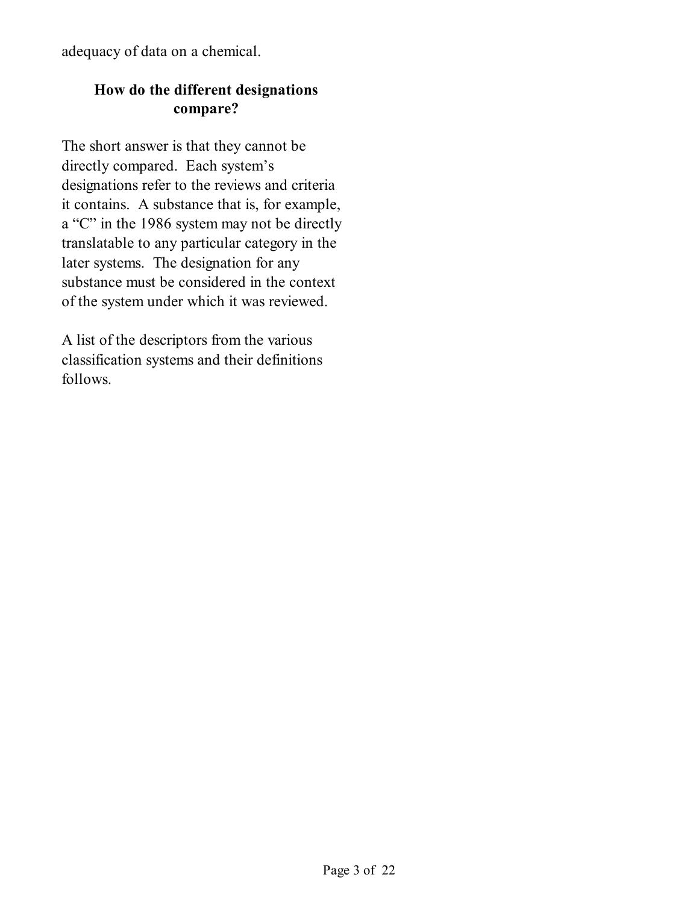adequacy of data on a chemical.

## How do the different designations compare?

The short answer is that they cannot be directly compared. Each system's designations refer to the reviews and criteria it contains. A substance that is, for example, a "C" in the 1986 system may not be directly translatable to any particular category in the later systems. The designation for any substance must be considered in the context of the system under which it was reviewed.

A list of the descriptors from the various classification systems and their definitions follows.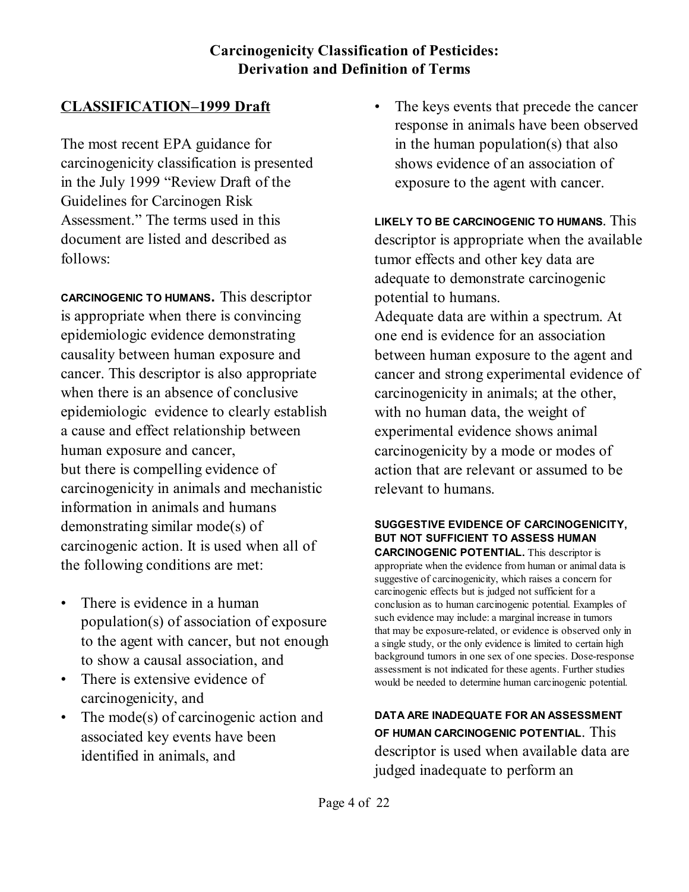# Carcinogenicity Classification of Pesticides: Derivation and Definition of Terms

## CLASSIFICATION–1999 Draft

The most recent EPA guidance for carcinogenicity classification is presented in the July 1999 "Review Draft of the Guidelines for Carcinogen Risk Assessment." The terms used in this document are listed and described as follows:

**CARCINOGENIC TO HUMANS.** This descriptor is appropriate when there is convincing epidemiologic evidence demonstrating causality between human exposure and cancer. This descriptor is also appropriate when there is an absence of conclusive epidemiologic evidence to clearly establish a cause and effect relationship between human exposure and cancer, but there is compelling evidence of carcinogenicity in animals and mechanistic information in animals and humans demonstrating similar mode(s) of carcinogenic action. It is used when all of the following conditions are met:

- There is evidence in a human population(s) of association of exposure to the agent with cancer, but not enough to show a causal association, and
- There is extensive evidence of carcinogenicity, and
- The mode(s) of carcinogenic action and associated key events have been identified in animals, and
- The keys events that precede the cancer response in animals have been observed in the human population(s) that also shows evidence of an association of exposure to the agent with cancer.

**LIKELY TO BE CARCINOGENIC TO HUMANS.** This descriptor is appropriate when the available tumor effects and other key data are adequate to demonstrate carcinogenic potential to humans.
Adequate data are within a spectrum. At one end is evidence for an association between human exposure to the agent and cancer and strong experimental evidence of carcinogenicity in animals; at the other, with no human data, the weight of experimental evidence shows animal carcinogenicity by a mode or modes of action that are relevant or assumed to be relevant to humans.

**SUGGESTIVE EVIDENCE OF CARCINOGENICITY, BUT NOT SUFFICIENT TO ASSESS HUMAN CARCINOGENIC POTENTIAL.** This descriptor is appropriate when the evidence from human or animal data is suggestive of carcinogenicity, which raises a concern for carcinogenic effects but is judged not sufficient for a conclusion as to human carcinogenic potential. Examples of such evidence may include: a marginal increase in tumors that may be exposure-related, or evidence is observed only in a single study, or the only evidence is limited to certain high background tumors in one sex of one species. Dose-response assessment is not indicated for these agents. Further studies would be needed to determine human carcinogenic potential.

**DATA ARE INADEQUATE FOR AN ASSESSMENT OF HUMAN CARCINOGENIC POTENTIAL.** This descriptor is used when available data are judged inadequate to perform an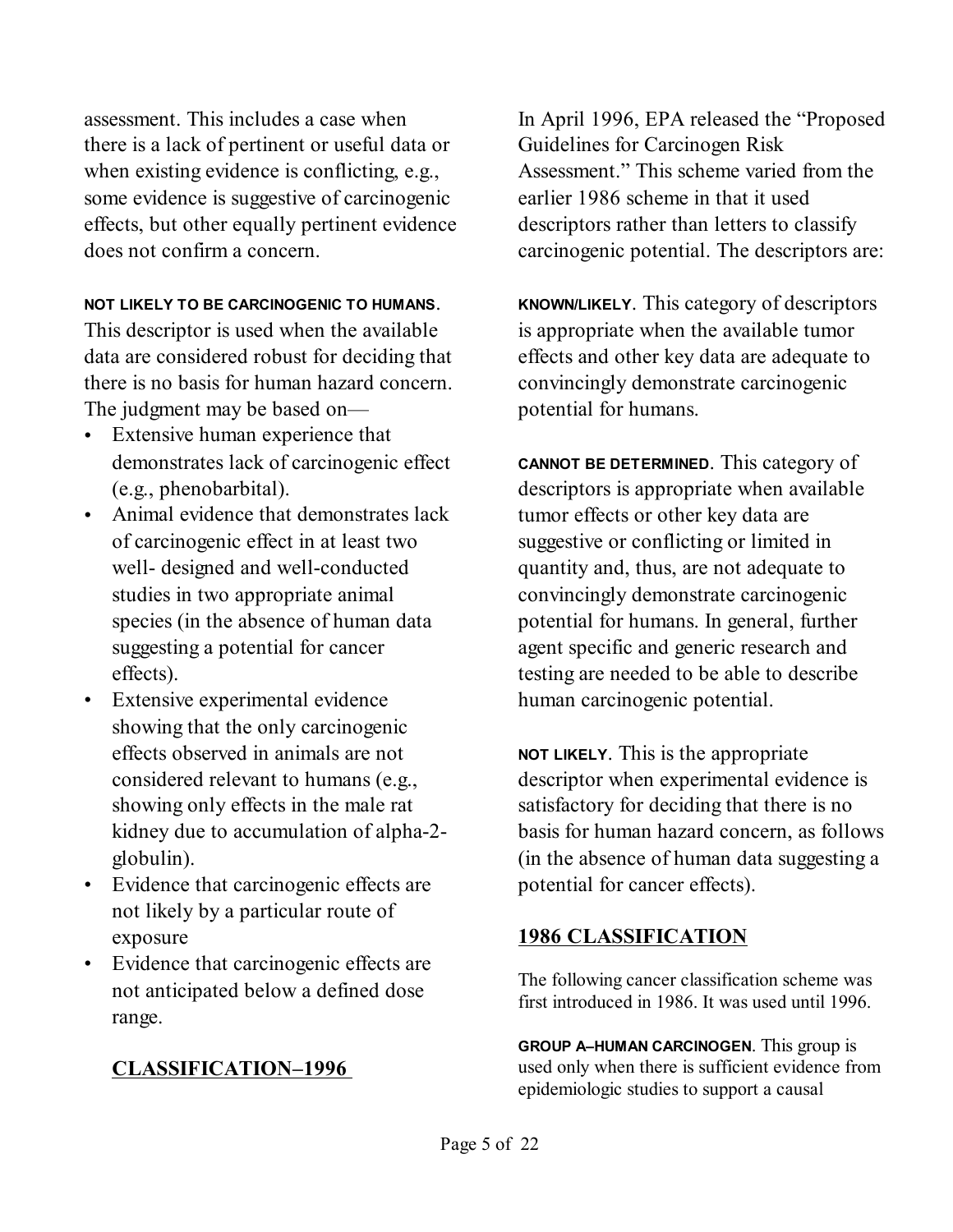assessment. This includes a case when there is a lack of pertinent or useful data or when existing evidence is conflicting, e.g., some evidence is suggestive of carcinogenic effects, but other equally pertinent evidence does not confirm a concern.

**NOT LIKELY TO BE CARCINOGENIC TO HUMANS.** This descriptor is used when the available data are considered robust for deciding that there is no basis for human hazard concern. The judgment may be based on—

- Extensive human experience that demonstrates lack of carcinogenic effect (e.g., phenobarbital).
- Animal evidence that demonstrates lack of carcinogenic effect in at least two well- designed and well-conducted studies in two appropriate animal species (in the absence of human data suggesting a potential for cancer effects).
- Extensive experimental evidence showing that the only carcinogenic effects observed in animals are not considered relevant to humans (e.g., showing only effects in the male rat kidney due to accumulation of alpha-2-globulin).
- Evidence that carcinogenic effects are not likely by a particular route of exposure
- Evidence that carcinogenic effects are not anticipated below a defined dose range.

## CLASSIFICATION–1996

In April 1996, EPA released the "Proposed Guidelines for Carcinogen Risk Assessment." This scheme varied from the earlier 1986 scheme in that it used descriptors rather than letters to classify carcinogenic potential. The descriptors are:

**KNOWN/LIKELY**. This category of descriptors is appropriate when the available tumor effects and other key data are adequate to convincingly demonstrate carcinogenic potential for humans.

**CANNOT BE DETERMINED**. This category of descriptors is appropriate when available tumor effects or other key data are suggestive or conflicting or limited in quantity and, thus, are not adequate to convincingly demonstrate carcinogenic potential for humans. In general, further agent specific and generic research and testing are needed to be able to describe human carcinogenic potential.

**NOT LIKELY**. This is the appropriate descriptor when experimental evidence is satisfactory for deciding that there is no basis for human hazard concern, as follows (in the absence of human data suggesting a potential for cancer effects).

## 1986 CLASSIFICATION

The following cancer classification scheme was first introduced in 1986. It was used until 1996.

**GROUP A–HUMAN CARCINOGEN**. This group is used only when there is sufficient evidence from epidemiologic studies to support a causal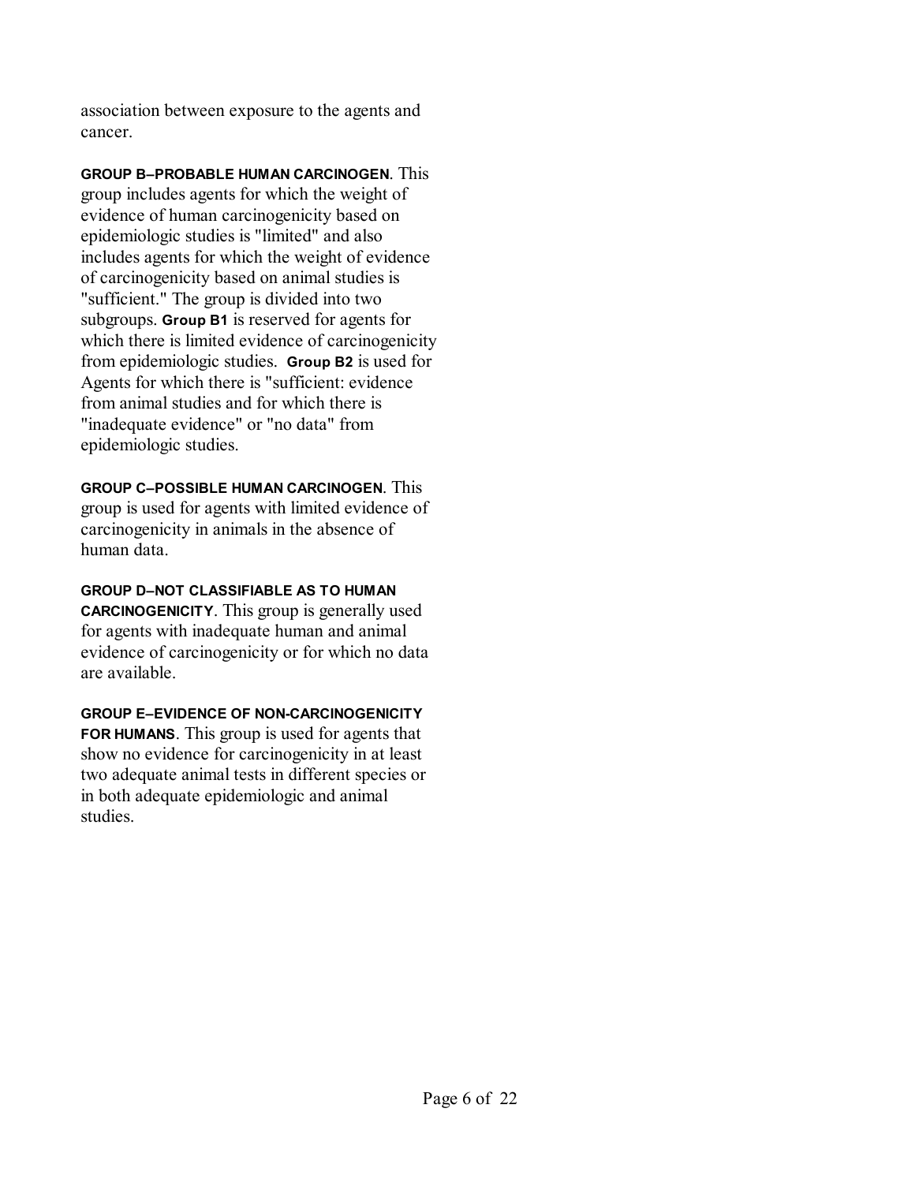association between exposure to the agents and cancer.

**GROUP B–PROBABLE HUMAN CARCINOGEN**. This group includes agents for which the weight of evidence of human carcinogenicity based on epidemiologic studies is "limited" and also includes agents for which the weight of evidence of carcinogenicity based on animal studies is "sufficient." The group is divided into two subgroups. **Group B1** is reserved for agents for which there is limited evidence of carcinogenicity from epidemiologic studies. **Group B2** is used for Agents for which there is "sufficient: evidence from animal studies and for which there is "inadequate evidence" or "no data" from epidemiologic studies.

**GROUP C–POSSIBLE HUMAN CARCINOGEN**. This group is used for agents with limited evidence of carcinogenicity in animals in the absence of human data.

**GROUP D–NOT CLASSIFIABLE AS TO HUMAN CARCINOGENICITY**. This group is generally used for agents with inadequate human and animal evidence of carcinogenicity or for which no data are available.

**GROUP E–EVIDENCE OF NON-CARCINOGENICITY FOR HUMANS**. This group is used for agents that show no evidence for carcinogenicity in at least two adequate animal tests in different species or in both adequate epidemiologic and animal studies.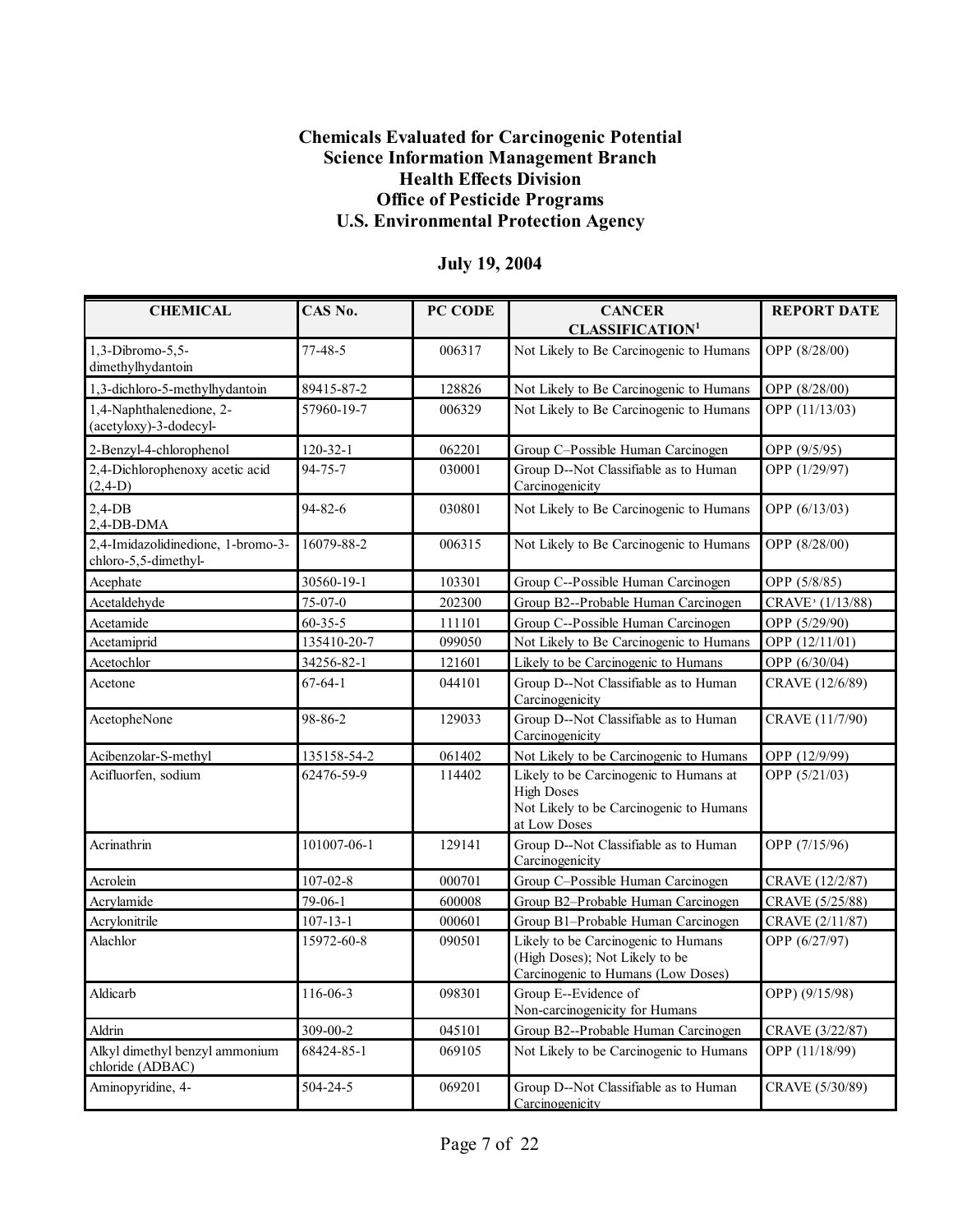**Chemicals Evaluated for Carcinogenic Potential**
**Science Information Management Branch**
**Health Effects Division**
**Office of Pesticide Programs**
**U.S. Environmental Protection Agency**

**July 19, 2004**

| CHEMICAL | CAS No. | PC CODE | CANCER CLASSIFICATION[1] | REPORT DATE |
|---|---|---|---|---|
| 1,3-Dibromo-5,5-dimethylhydantoin | 77-48-5 | 006317 | Not Likely to Be Carcinogenic to Humans | OPP (8/28/00) |
| 1,3-dichloro-5-methylhydantoin | 89415-87-2 | 128826 | Not Likely to Be Carcinogenic to Humans | OPP (8/28/00) |
| 1,4-Naphthalenedione, 2-(acetyloxy)-3-dodecyl- | 57960-19-7 | 006329 | Not Likely to Be Carcinogenic to Humans | OPP (11/13/03) |
| 2-Benzyl-4-chlorophenol | 120-32-1 | 062201 | Group C–Possible Human Carcinogen | OPP (9/5/95) |
| 2,4-Dichlorophenoxy acetic acid (2,4-D) | 94-75-7 | 030001 | Group D--Not Classifiable as to Human Carcinogenicity | OPP (1/29/97) |
| 2,4-DB<br>2,4-DB-DMA | 94-82-6 | 030801 | Not Likely to Be Carcinogenic to Humans | OPP (6/13/03) |
| 2,4-Imidazolidinedione, 1-bromo-3-chloro-5,5-dimethyl- | 16079-88-2 | 006315 | Not Likely to Be Carcinogenic to Humans | OPP (8/28/00) |
| Acephate | 30560-19-1 | 103301 | Group C--Possible Human Carcinogen | OPP (5/8/85) |
| Acetaldehyde | 75-07-0 | 202300 | Group B2--Probable Human Carcinogen | CRAVE[3] (1/13/88) |
| Acetamide | 60-35-5 | 111101 | Group C--Possible Human Carcinogen | OPP (5/29/90) |
| Acetamiprid | 135410-20-7 | 099050 | Not Likely to Be Carcinogenic to Humans | OPP (12/11/01) |
| Acetochlor | 34256-82-1 | 121601 | Likely to be Carcinogenic to Humans | OPP (6/30/04) |
| Acetone | 67-64-1 | 044101 | Group D--Not Classifiable as to Human Carcinogenicity | CRAVE (12/6/89) |
| AcetopheNone | 98-86-2 | 129033 | Group D--Not Classifiable as to Human Carcinogenicity | CRAVE (11/7/90) |
| Acibenzolar-S-methyl | 135158-54-2 | 061402 | Not Likely to be Carcinogenic to Humans | OPP (12/9/99) |
| Acifluorfen, sodium | 62476-59-9 | 114402 | Likely to be Carcinogenic to Humans at High Doses<br>Not Likely to be Carcinogenic to Humans at Low Doses | OPP (5/21/03) |
| Acrinathrin | 101007-06-1 | 129141 | Group D--Not Classifiable as to Human Carcinogenicity | OPP (7/15/96) |
| Acrolein | 107-02-8 | 000701 | Group C–Possible Human Carcinogen | CRAVE (12/2/87) |
| Acrylamide | 79-06-1 | 600008 | Group B2–Probable Human Carcinogen | CRAVE (5/25/88) |
| Acrylonitrile | 107-13-1 | 000601 | Group B1–Probable Human Carcinogen | CRAVE (2/11/87) |
| Alachlor | 15972-60-8 | 090501 | Likely to be Carcinogenic to Humans (High Doses); Not Likely to be Carcinogenic to Humans (Low Doses) | OPP (6/27/97) |
| Aldicarb | 116-06-3 | 098301 | Group E--Evidence of Non-carcinogenicity for Humans | OPP) (9/15/98) |
| Aldrin | 309-00-2 | 045101 | Group B2--Probable Human Carcinogen | CRAVE (3/22/87) |
| Alkyl dimethyl benzyl ammonium chloride (ADBAC) | 68424-85-1 | 069105 | Not Likely to be Carcinogenic to Humans | OPP (11/18/99) |
| Aminopyridine, 4- | 504-24-5 | 069201 | Group D--Not Classifiable as to Human Carcinogenicity | CRAVE (5/30/89) |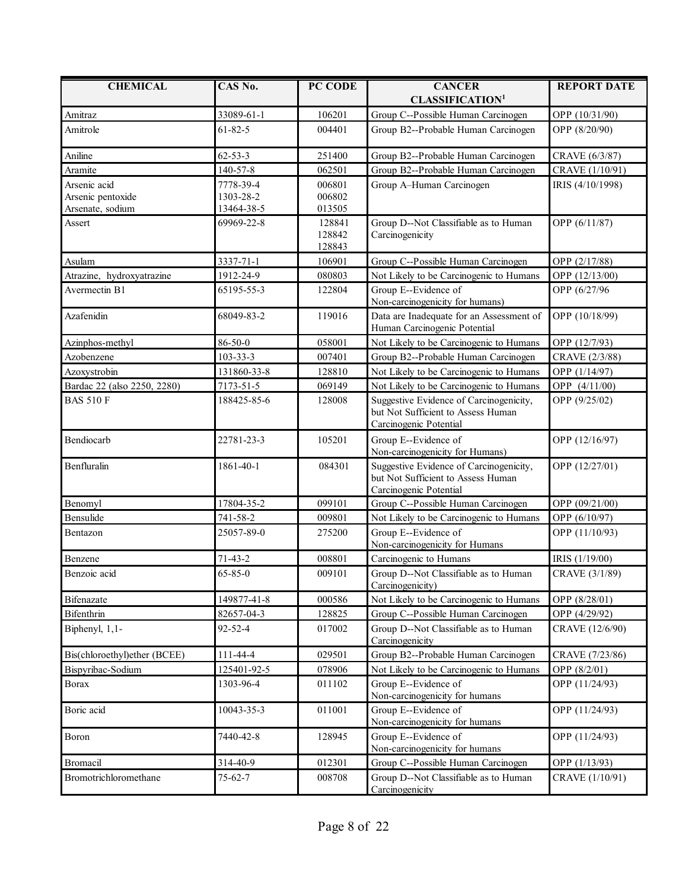| CHEMICAL | CAS No. | PC CODE | CANCER CLASSIFICATION[1] | REPORT DATE |
|---|---|---|---|---|
| Amitraz | 33089-61-1 | 106201 | Group C--Possible Human Carcinogen | OPP (10/31/90) |
| Amitrole | 61-82-5 | 004401 | Group B2--Probable Human Carcinogen | OPP (8/20/90) |
| Aniline | 62-53-3 | 251400 | Group B2--Probable Human Carcinogen | CRAVE (6/3/87) |
| Aramite | 140-57-8 | 062501 | Group B2--Probable Human Carcinogen | CRAVE (1/10/91) |
| Arsenic acid<br>Arsenic pentoxide<br>Arsenate, sodium | 7778-39-4<br>1303-28-2<br>13464-38-5 | 006801<br>006802<br>013505 | Group A–Human Carcinogen | IRIS (4/10/1998) |
| Assert | 69969-22-8 | 128841<br>128842<br>128843 | Group D--Not Classifiable as to Human Carcinogenicity | OPP (6/11/87) |
| Asulam | 3337-71-1 | 106901 | Group C--Possible Human Carcinogen | OPP (2/17/88) |
| Atrazine, hydroxyatrazine | 1912-24-9 | 080803 | Not Likely to be Carcinogenic to Humans | OPP (12/13/00) |
| Avermectin B1 | 65195-55-3 | 122804 | Group E--Evidence of Non-carcinogenicity for humans) | OPP (6/27/96 |
| Azafenidin | 68049-83-2 | 119016 | Data are Inadequate for an Assessment of Human Carcinogenic Potential | OPP (10/18/99) |
| Azinphos-methyl | 86-50-0 | 058001 | Not Likely to be Carcinogenic to Humans | OPP (12/7/93) |
| Azobenzene | 103-33-3 | 007401 | Group B2--Probable Human Carcinogen | CRAVE (2/3/88) |
| Azoxystrobin | 131860-33-8 | 128810 | Not Likely to be Carcinogenic to Humans | OPP (1/14/97) |
| Bardac 22 (also 2250, 2280) | 7173-51-5 | 069149 | Not Likely to be Carcinogenic to Humans | OPP (4/11/00) |
| BAS 510 F | 188425-85-6 | 128008 | Suggestive Evidence of Carcinogenicity, but Not Sufficient to Assess Human Carcinogenic Potential | OPP (9/25/02) |
| Bendiocarb | 22781-23-3 | 105201 | Group E--Evidence of Non-carcinogenicity for Humans) | OPP (12/16/97) |
| Benfluralin | 1861-40-1 | 084301 | Suggestive Evidence of Carcinogenicity, but Not Sufficient to Assess Human Carcinogenic Potential | OPP (12/27/01) |
| Benomyl | 17804-35-2 | 099101 | Group C--Possible Human Carcinogen | OPP (09/21/00) |
| Bensulide | 741-58-2 | 009801 | Not Likely to be Carcinogenic to Humans | OPP (6/10/97) |
| Bentazon | 25057-89-0 | 275200 | Group E--Evidence of Non-carcinogenicity for Humans | OPP (11/10/93) |
| Benzene | 71-43-2 | 008801 | Carcinogenic to Humans | IRIS (1/19/00) |
| Benzoic acid | 65-85-0 | 009101 | Group D--Not Classifiable as to Human Carcinogenicity) | CRAVE (3/1/89) |
| Bifenazate | 149877-41-8 | 000586 | Not Likely to be Carcinogenic to Humans | OPP (8/28/01) |
| Bifenthrin | 82657-04-3 | 128825 | Group C--Possible Human Carcinogen | OPP (4/29/92) |
| Biphenyl, 1,1- | 92-52-4 | 017002 | Group D--Not Classifiable as to Human Carcinogenicity | CRAVE (12/6/90) |
| Bis(chloroethyl)ether (BCEE) | 111-44-4 | 029501 | Group B2--Probable Human Carcinogen | CRAVE (7/23/86) |
| Bispyribac-Sodium | 125401-92-5 | 078906 | Not Likely to be Carcinogenic to Humans | OPP (8/2/01) |
| Borax | 1303-96-4 | 011102 | Group E--Evidence of Non-carcinogenicity for humans | OPP (11/24/93) |
| Boric acid | 10043-35-3 | 011001 | Group E--Evidence of Non-carcinogenicity for humans | OPP (11/24/93) |
| Boron | 7440-42-8 | 128945 | Group E--Evidence of Non-carcinogenicity for humans | OPP (11/24/93) |
| Bromacil | 314-40-9 | 012301 | Group C--Possible Human Carcinogen | OPP (1/13/93) |
| Bromotrichloromethane | 75-62-7 | 008708 | Group D--Not Classifiable as to Human Carcinogenicity | CRAVE (1/10/91) |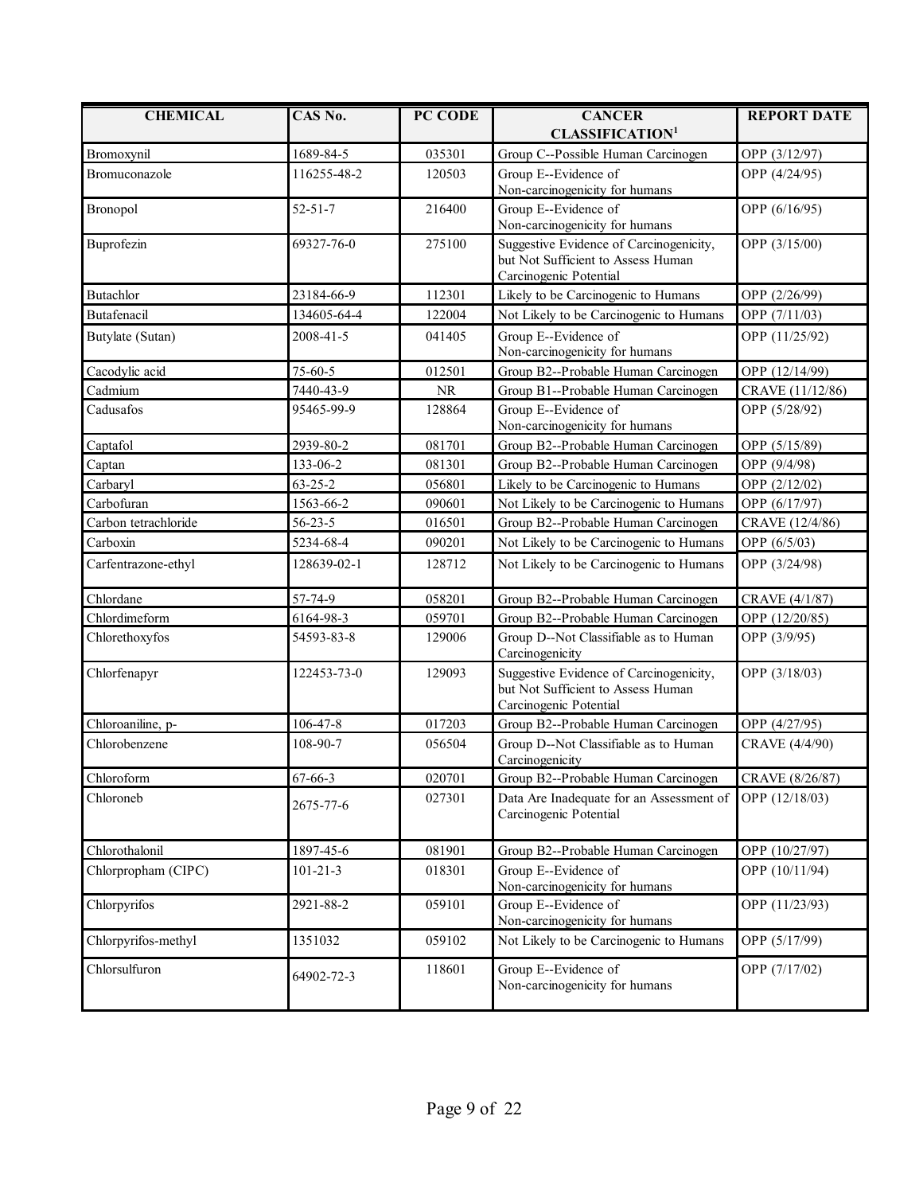| CHEMICAL | CAS No. | PC CODE | CANCER CLASSIFICATION[1] | REPORT DATE |
|---|---|---|---|---|
| Bromoxynil | 1689-84-5 | 035301 | Group C--Possible Human Carcinogen | OPP (3/12/97) |
| Bromuconazole | 116255-48-2 | 120503 | Group E--Evidence of Non-carcinogenicity for humans | OPP (4/24/95) |
| Bronopol | 52-51-7 | 216400 | Group E--Evidence of Non-carcinogenicity for humans | OPP (6/16/95) |
| Buprofezin | 69327-76-0 | 275100 | Suggestive Evidence of Carcinogenicity, but Not Sufficient to Assess Human Carcinogenic Potential | OPP (3/15/00) |
| Butachlor | 23184-66-9 | 112301 | Likely to be Carcinogenic to Humans | OPP (2/26/99) |
| Butafenacil | 134605-64-4 | 122004 | Not Likely to be Carcinogenic to Humans | OPP (7/11/03) |
| Butylate (Sutan) | 2008-41-5 | 041405 | Group E--Evidence of Non-carcinogenicity for humans | OPP (11/25/92) |
| Cacodylic acid | 75-60-5 | 012501 | Group B2--Probable Human Carcinogen | OPP (12/14/99) |
| Cadmium | 7440-43-9 | NR | Group B1--Probable Human Carcinogen | CRAVE (11/12/86) |
| Cadusafos | 95465-99-9 | 128864 | Group E--Evidence of Non-carcinogenicity for humans | OPP (5/28/92) |
| Captafol | 2939-80-2 | 081701 | Group B2--Probable Human Carcinogen | OPP (5/15/89) |
| Captan | 133-06-2 | 081301 | Group B2--Probable Human Carcinogen | OPP (9/4/98) |
| Carbaryl | 63-25-2 | 056801 | Likely to be Carcinogenic to Humans | OPP (2/12/02) |
| Carbofuran | 1563-66-2 | 090601 | Not Likely to be Carcinogenic to Humans | OPP (6/17/97) |
| Carbon tetrachloride | 56-23-5 | 016501 | Group B2--Probable Human Carcinogen | CRAVE (12/4/86) |
| Carboxin | 5234-68-4 | 090201 | Not Likely to be Carcinogenic to Humans | OPP (6/5/03) |
| Carfentrazone-ethyl | 128639-02-1 | 128712 | Not Likely to be Carcinogenic to Humans | OPP (3/24/98) |
| Chlordane | 57-74-9 | 058201 | Group B2--Probable Human Carcinogen | CRAVE (4/1/87) |
| Chlordimeform | 6164-98-3 | 059701 | Group B2--Probable Human Carcinogen | OPP (12/20/85) |
| Chlorethoxyfos | 54593-83-8 | 129006 | Group D--Not Classifiable as to Human Carcinogenicity | OPP (3/9/95) |
| Chlorfenapyr | 122453-73-0 | 129093 | Suggestive Evidence of Carcinogenicity, but Not Sufficient to Assess Human Carcinogenic Potential | OPP (3/18/03) |
| Chloroaniline, p- | 106-47-8 | 017203 | Group B2--Probable Human Carcinogen | OPP (4/27/95) |
| Chlorobenzene | 108-90-7 | 056504 | Group D--Not Classifiable as to Human Carcinogenicity | CRAVE (4/4/90) |
| Chloroform | 67-66-3 | 020701 | Group B2--Probable Human Carcinogen | CRAVE (8/26/87) |
| Chloroneb | 2675-77-6 | 027301 | Data Are Inadequate for an Assessment of Carcinogenic Potential | OPP (12/18/03) |
| Chlorothalonil | 1897-45-6 | 081901 | Group B2--Probable Human Carcinogen | OPP (10/27/97) |
| Chlorpropham (CIPC) | 101-21-3 | 018301 | Group E--Evidence of Non-carcinogenicity for humans | OPP (10/11/94) |
| Chlorpyrifos | 2921-88-2 | 059101 | Group E--Evidence of Non-carcinogenicity for humans | OPP (11/23/93) |
| Chlorpyrifos-methyl | 1351032 | 059102 | Not Likely to be Carcinogenic to Humans | OPP (5/17/99) |
| Chlorsulfuron | 64902-72-3 | 118601 | Group E--Evidence of Non-carcinogenicity for humans | OPP (7/17/02) |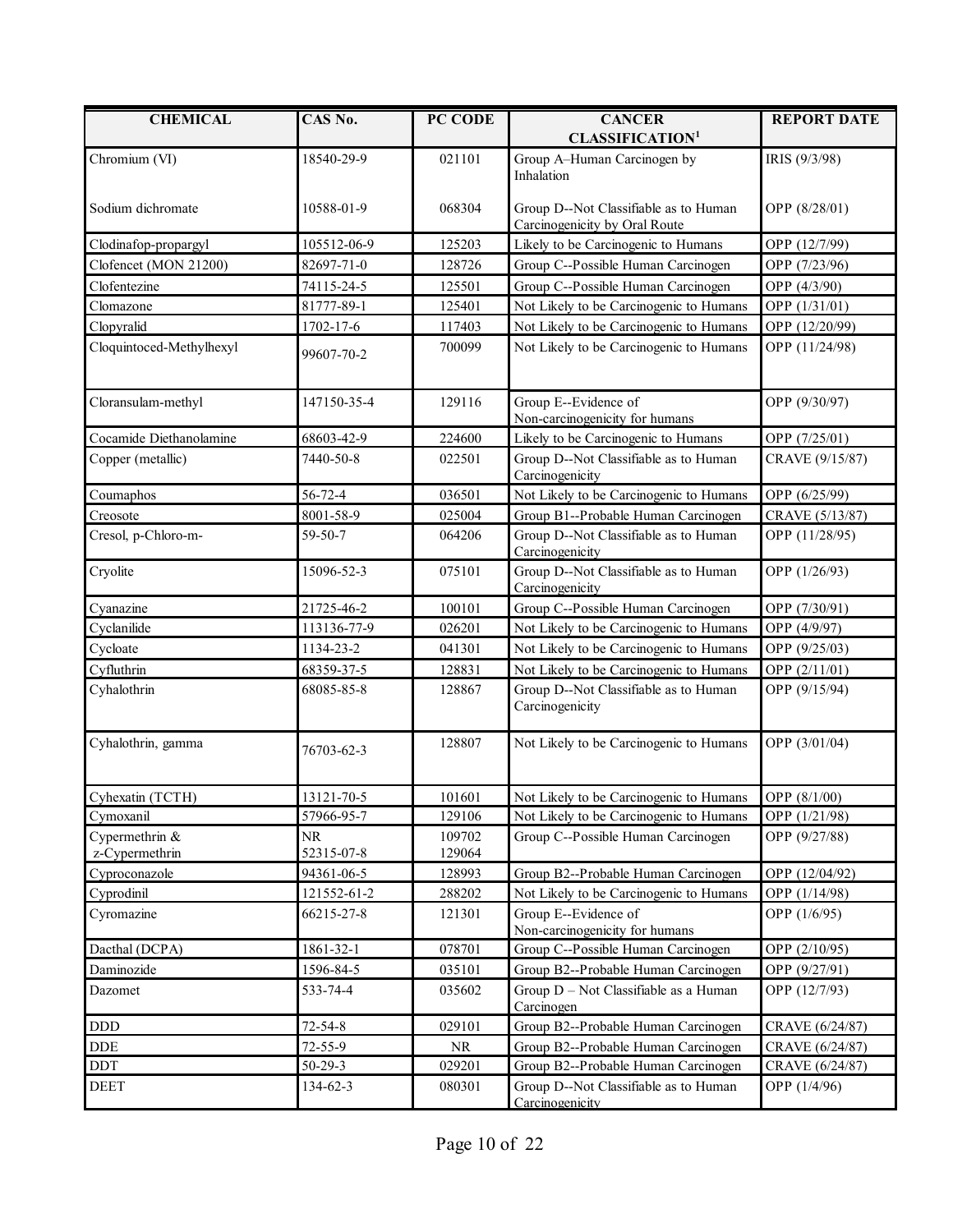| CHEMICAL | CAS No. | PC CODE | CANCER CLASSIFICATION[1] | REPORT DATE |
|---|---|---|---|---|
| Chromium (VI)<br><br>Sodium dichromate | 18540-29-9<br><br>10588-01-9 | 021101<br><br>068304 | Group A–Human Carcinogen by Inhalation<br><br>Group D--Not Classifiable as to Human Carcinogenicity by Oral Route | IRIS (9/3/98)<br><br>OPP (8/28/01) |
| Clodinafop-propargyl | 105512-06-9 | 125203 | Likely to be Carcinogenic to Humans | OPP (12/7/99) |
| Clofencet (MON 21200) | 82697-71-0 | 128726 | Group C--Possible Human Carcinogen | OPP (7/23/96) |
| Clofentezine | 74115-24-5 | 125501 | Group C--Possible Human Carcinogen | OPP (4/3/90) |
| Clomazone | 81777-89-1 | 125401 | Not Likely to be Carcinogenic to Humans | OPP (1/31/01) |
| Clopyralid | 1702-17-6 | 117403 | Not Likely to be Carcinogenic to Humans | OPP (12/20/99) |
| Cloquintoced-Methylhexyl | 99607-70-2 | 700099 | Not Likely to be Carcinogenic to Humans | OPP (11/24/98) |
| Cloransulam-methyl | 147150-35-4 | 129116 | Group E--Evidence of Non-carcinogenicity for humans | OPP (9/30/97) |
| Cocamide Diethanolamine | 68603-42-9 | 224600 | Likely to be Carcinogenic to Humans | OPP (7/25/01) |
| Copper (metallic) | 7440-50-8 | 022501 | Group D--Not Classifiable as to Human Carcinogenicity | CRAVE (9/15/87) |
| Coumaphos | 56-72-4 | 036501 | Not Likely to be Carcinogenic to Humans | OPP (6/25/99) |
| Creosote | 8001-58-9 | 025004 | Group B1--Probable Human Carcinogen | CRAVE (5/13/87) |
| Cresol, p-Chloro-m- | 59-50-7 | 064206 | Group D--Not Classifiable as to Human Carcinogenicity | OPP (11/28/95) |
| Cryolite | 15096-52-3 | 075101 | Group D--Not Classifiable as to Human Carcinogenicity | OPP (1/26/93) |
| Cyanazine | 21725-46-2 | 100101 | Group C--Possible Human Carcinogen | OPP (7/30/91) |
| Cyclanilide | 113136-77-9 | 026201 | Not Likely to be Carcinogenic to Humans | OPP (4/9/97) |
| Cycloate | 1134-23-2 | 041301 | Not Likely to be Carcinogenic to Humans | OPP (9/25/03) |
| Cyfluthrin | 68359-37-5 | 128831 | Not Likely to be Carcinogenic to Humans | OPP (2/11/01) |
| Cyhalothrin | 68085-85-8 | 128867 | Group D--Not Classifiable as to Human Carcinogenicity | OPP (9/15/94) |
| Cyhalothrin, gamma | 76703-62-3 | 128807 | Not Likely to be Carcinogenic to Humans | OPP (3/01/04) |
| Cyhexatin (TCTH) | 13121-70-5 | 101601 | Not Likely to be Carcinogenic to Humans | OPP (8/1/00) |
| Cymoxanil | 57966-95-7 | 129106 | Not Likely to be Carcinogenic to Humans | OPP (1/21/98) |
| Cypermethrin & z-Cypermethrin | NR<br>52315-07-8 | 109702<br>129064 | Group C--Possible Human Carcinogen | OPP (9/27/88) |
| Cyproconazole | 94361-06-5 | 128993 | Group B2--Probable Human Carcinogen | OPP (12/04/92) |
| Cyprodinil | 121552-61-2 | 288202 | Not Likely to be Carcinogenic to Humans | OPP (1/14/98) |
| Cyromazine | 66215-27-8 | 121301 | Group E--Evidence of Non-carcinogenicity for humans | OPP (1/6/95) |
| Dacthal (DCPA) | 1861-32-1 | 078701 | Group C--Possible Human Carcinogen | OPP (2/10/95) |
| Daminozide | 1596-84-5 | 035101 | Group B2--Probable Human Carcinogen | OPP (9/27/91) |
| Dazomet | 533-74-4 | 035602 | Group D – Not Classifiable as a Human Carcinogen | OPP (12/7/93) |
| DDD | 72-54-8 | 029101 | Group B2--Probable Human Carcinogen | CRAVE (6/24/87) |
| DDE | 72-55-9 | NR | Group B2--Probable Human Carcinogen | CRAVE (6/24/87) |
| DDT | 50-29-3 | 029201 | Group B2--Probable Human Carcinogen | CRAVE (6/24/87) |
| DEET | 134-62-3 | 080301 | Group D--Not Classifiable as to Human Carcinogenicity | OPP (1/4/96) |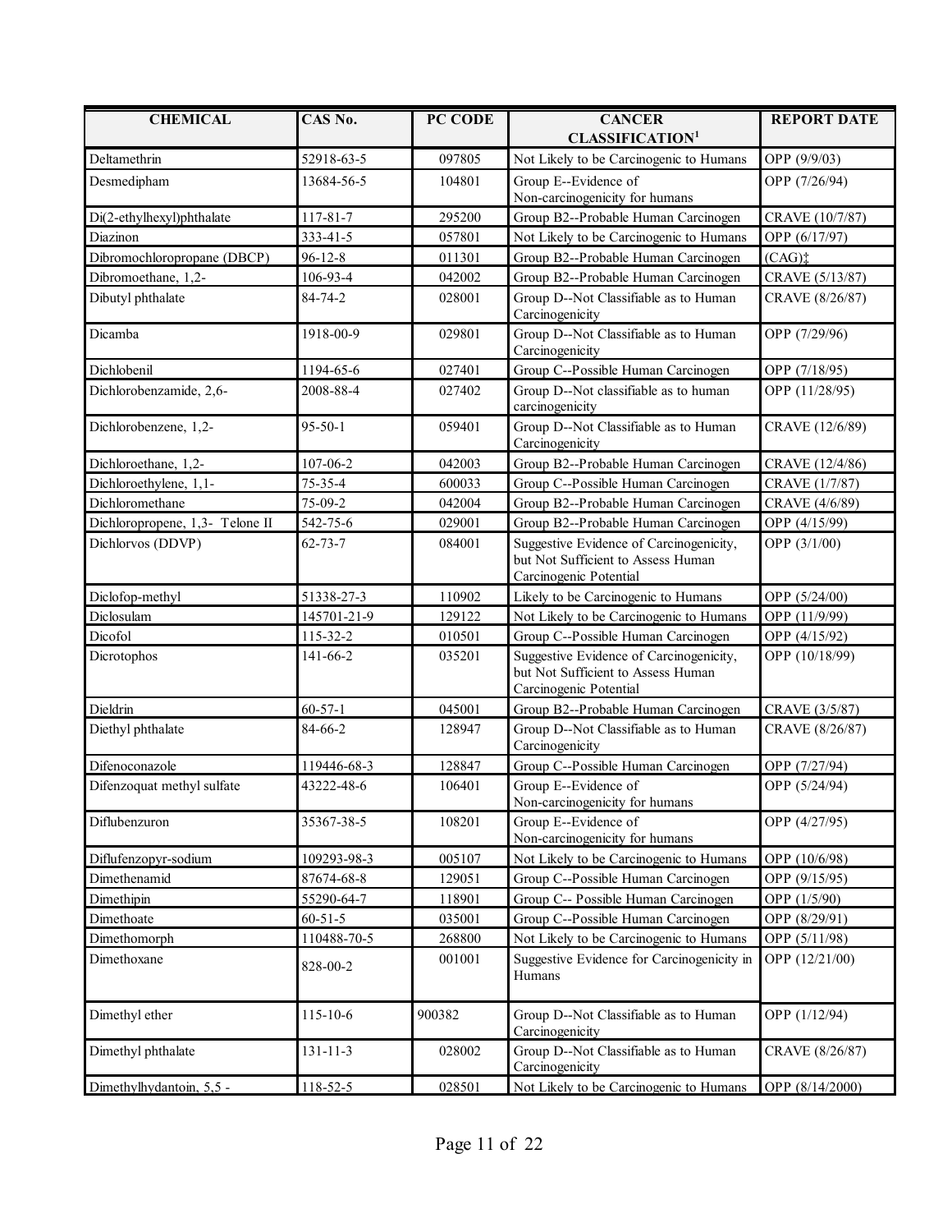| CHEMICAL | CAS No. | PC CODE | CANCER CLASSIFICATION[1] | REPORT DATE |
|---|---|---|---|---|
| Deltamethrin | 52918-63-5 | 097805 | Not Likely to be Carcinogenic to Humans | OPP (9/9/03) |
| Desmedipham | 13684-56-5 | 104801 | Group E--Evidence of Non-carcinogenicity for humans | OPP (7/26/94) |
| Di(2-ethylhexyl)phthalate | 117-81-7 | 295200 | Group B2--Probable Human Carcinogen | CRAVE (10/7/87) |
| Diazinon | 333-41-5 | 057801 | Not Likely to be Carcinogenic to Humans | OPP (6/17/97) |
| Dibromochloropropane (DBCP) | 96-12-8 | 011301 | Group B2--Probable Human Carcinogen | (CAG)‡ |
| Dibromoethane, 1,2- | 106-93-4 | 042002 | Group B2--Probable Human Carcinogen | CRAVE (5/13/87) |
| Dibutyl phthalate | 84-74-2 | 028001 | Group D--Not Classifiable as to Human Carcinogenicity | CRAVE (8/26/87) |
| Dicamba | 1918-00-9 | 029801 | Group D--Not Classifiable as to Human Carcinogenicity | OPP (7/29/96) |
| Dichlobenil | 1194-65-6 | 027401 | Group C--Possible Human Carcinogen | OPP (7/18/95) |
| Dichlorobenzamide, 2,6- | 2008-88-4 | 027402 | Group D--Not classifiable as to human carcinogenicity | OPP (11/28/95) |
| Dichlorobenzene, 1,2- | 95-50-1 | 059401 | Group D--Not Classifiable as to Human Carcinogenicity | CRAVE (12/6/89) |
| Dichloroethane, 1,2- | 107-06-2 | 042003 | Group B2--Probable Human Carcinogen | CRAVE (12/4/86) |
| Dichloroethylene, 1,1- | 75-35-4 | 600033 | Group C--Possible Human Carcinogen | CRAVE (1/7/87) |
| Dichloromethane | 75-09-2 | 042004 | Group B2--Probable Human Carcinogen | CRAVE (4/6/89) |
| Dichloropropene, 1,3- Telone II | 542-75-6 | 029001 | Group B2--Probable Human Carcinogen | OPP (4/15/99) |
| Dichlorvos (DDVP) | 62-73-7 | 084001 | Suggestive Evidence of Carcinogenicity, but Not Sufficient to Assess Human Carcinogenic Potential | OPP (3/1/00) |
| Diclofop-methyl | 51338-27-3 | 110902 | Likely to be Carcinogenic to Humans | OPP (5/24/00) |
| Diclosulam | 145701-21-9 | 129122 | Not Likely to be Carcinogenic to Humans | OPP (11/9/99) |
| Dicofol | 115-32-2 | 010501 | Group C--Possible Human Carcinogen | OPP (4/15/92) |
| Dicrotophos | 141-66-2 | 035201 | Suggestive Evidence of Carcinogenicity, but Not Sufficient to Assess Human Carcinogenic Potential | OPP (10/18/99) |
| Dieldrin | 60-57-1 | 045001 | Group B2--Probable Human Carcinogen | CRAVE (3/5/87) |
| Diethyl phthalate | 84-66-2 | 128947 | Group D--Not Classifiable as to Human Carcinogenicity | CRAVE (8/26/87) |
| Difenoconazole | 119446-68-3 | 128847 | Group C--Possible Human Carcinogen | OPP (7/27/94) |
| Difenzoquat methyl sulfate | 43222-48-6 | 106401 | Group E--Evidence of Non-carcinogenicity for humans | OPP (5/24/94) |
| Diflubenzuron | 35367-38-5 | 108201 | Group E--Evidence of Non-carcinogenicity for humans | OPP (4/27/95) |
| Diflufenzopyr-sodium | 109293-98-3 | 005107 | Not Likely to be Carcinogenic to Humans | OPP (10/6/98) |
| Dimethenamid | 87674-68-8 | 129051 | Group C--Possible Human Carcinogen | OPP (9/15/95) |
| Dimethipin | 55290-64-7 | 118901 | Group C-- Possible Human Carcinogen | OPP (1/5/90) |
| Dimethoate | 60-51-5 | 035001 | Group C--Possible Human Carcinogen | OPP (8/29/91) |
| Dimethomorph | 110488-70-5 | 268800 | Not Likely to be Carcinogenic to Humans | OPP (5/11/98) |
| Dimethoxane | 828-00-2 | 001001 | Suggestive Evidence for Carcinogenicity in Humans | OPP (12/21/00) |
| Dimethyl ether | 115-10-6 | 900382 | Group D--Not Classifiable as to Human Carcinogenicity | OPP (1/12/94) |
| Dimethyl phthalate | 131-11-3 | 028002 | Group D--Not Classifiable as to Human Carcinogenicity | CRAVE (8/26/87) |
| Dimethylhydantoin, 5,5 - | 118-52-5 | 028501 | Not Likely to be Carcinogenic to Humans | OPP (8/14/2000) |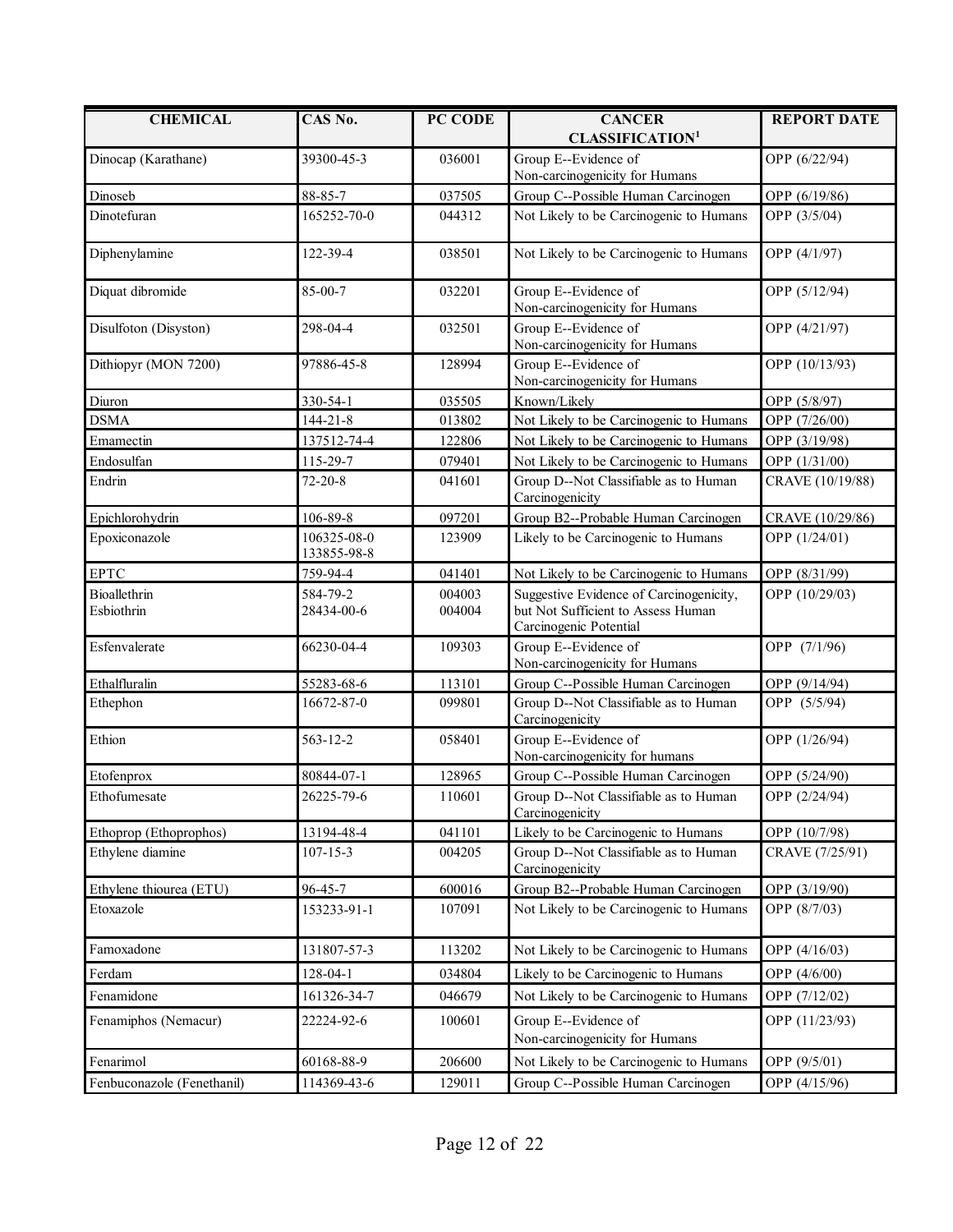| CHEMICAL | CAS No. | PC CODE | CANCER CLASSIFICATION[1] | REPORT DATE |
|---|---|---|---|---|
| Dinocap (Karathane) | 39300-45-3 | 036001 | Group E--Evidence of Non-carcinogenicity for Humans | OPP (6/22/94) |
| Dinoseb | 88-85-7 | 037505 | Group C--Possible Human Carcinogen | OPP (6/19/86) |
| Dinotefuran | 165252-70-0 | 044312 | Not Likely to be Carcinogenic to Humans | OPP (3/5/04) |
| Diphenylamine | 122-39-4 | 038501 | Not Likely to be Carcinogenic to Humans | OPP (4/1/97) |
| Diquat dibromide | 85-00-7 | 032201 | Group E--Evidence of Non-carcinogenicity for Humans | OPP (5/12/94) |
| Disulfoton (Disyston) | 298-04-4 | 032501 | Group E--Evidence of Non-carcinogenicity for Humans | OPP (4/21/97) |
| Dithiopyr (MON 7200) | 97886-45-8 | 128994 | Group E--Evidence of Non-carcinogenicity for Humans | OPP (10/13/93) |
| Diuron | 330-54-1 | 035505 | Known/Likely | OPP (5/8/97) |
| DSMA | 144-21-8 | 013802 | Not Likely to be Carcinogenic to Humans | OPP (7/26/00) |
| Emamectin | 137512-74-4 | 122806 | Not Likely to be Carcinogenic to Humans | OPP (3/19/98) |
| Endosulfan | 115-29-7 | 079401 | Not Likely to be Carcinogenic to Humans | OPP (1/31/00) |
| Endrin | 72-20-8 | 041601 | Group D--Not Classifiable as to Human Carcinogenicity | CRAVE (10/19/88) |
| Epichlorohydrin | 106-89-8 | 097201 | Group B2--Probable Human Carcinogen | CRAVE (10/29/86) |
| Epoxiconazole | 106325-08-0<br>133855-98-8 | 123909 | Likely to be Carcinogenic to Humans | OPP (1/24/01) |
| EPTC | 759-94-4 | 041401 | Not Likely to be Carcinogenic to Humans | OPP (8/31/99) |
| Bioallethrin<br>Esbiothrin | 584-79-2<br>28434-00-6 | 004003<br>004004 | Suggestive Evidence of Carcinogenicity, but Not Sufficient to Assess Human Carcinogenic Potential | OPP (10/29/03) |
| Esfenvalerate | 66230-04-4 | 109303 | Group E--Evidence of Non-carcinogenicity for Humans | OPP (7/1/96) |
| Ethalfluralin | 55283-68-6 | 113101 | Group C--Possible Human Carcinogen | OPP (9/14/94) |
| Ethephon | 16672-87-0 | 099801 | Group D--Not Classifiable as to Human Carcinogenicity | OPP (5/5/94) |
| Ethion | 563-12-2 | 058401 | Group E--Evidence of Non-carcinogenicity for humans | OPP (1/26/94) |
| Etofenprox | 80844-07-1 | 128965 | Group C--Possible Human Carcinogen | OPP (5/24/90) |
| Ethofumesate | 26225-79-6 | 110601 | Group D--Not Classifiable as to Human Carcinogenicity | OPP (2/24/94) |
| Ethoprop (Ethoprophos) | 13194-48-4 | 041101 | Likely to be Carcinogenic to Humans | OPP (10/7/98) |
| Ethylene diamine | 107-15-3 | 004205 | Group D--Not Classifiable as to Human Carcinogenicity | CRAVE (7/25/91) |
| Ethylene thiourea (ETU) | 96-45-7 | 600016 | Group B2--Probable Human Carcinogen | OPP (3/19/90) |
| Etoxazole | 153233-91-1 | 107091 | Not Likely to be Carcinogenic to Humans | OPP (8/7/03) |
| Famoxadone | 131807-57-3 | 113202 | Not Likely to be Carcinogenic to Humans | OPP (4/16/03) |
| Ferdam | 128-04-1 | 034804 | Likely to be Carcinogenic to Humans | OPP (4/6/00) |
| Fenamidone | 161326-34-7 | 046679 | Not Likely to be Carcinogenic to Humans | OPP (7/12/02) |
| Fenamiphos (Nemacur) | 22224-92-6 | 100601 | Group E--Evidence of Non-carcinogenicity for Humans | OPP (11/23/93) |
| Fenarimol | 60168-88-9 | 206600 | Not Likely to be Carcinogenic to Humans | OPP (9/5/01) |
| Fenbuconazole (Fenethanil) | 114369-43-6 | 129011 | Group C--Possible Human Carcinogen | OPP (4/15/96) |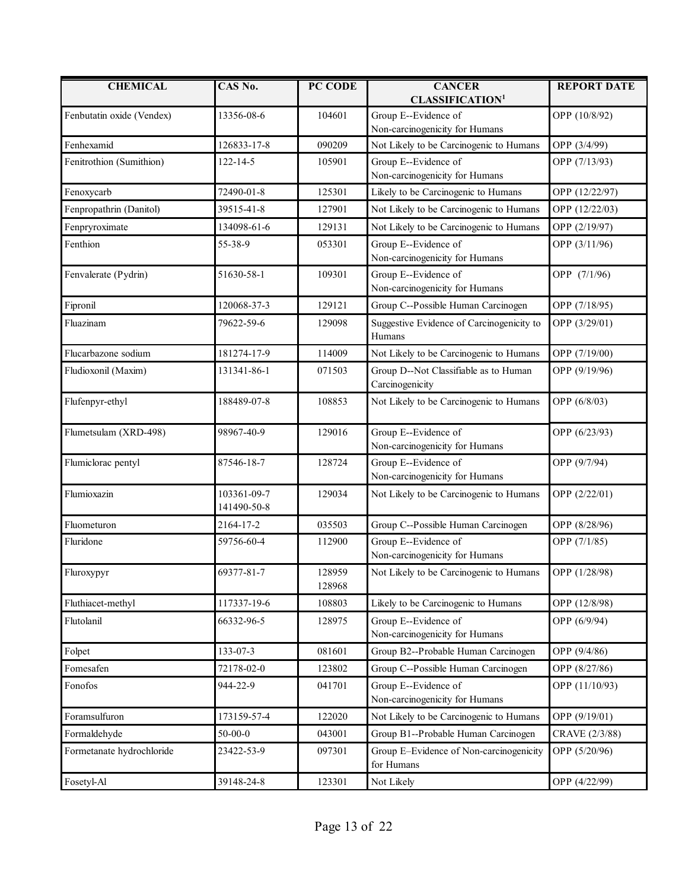| CHEMICAL | CAS No. | PC CODE | CANCER CLASSIFICATION[1] | REPORT DATE |
|---|---|---|---|---|
| Fenbutatin oxide (Vendex) | 13356-08-6 | 104601 | Group E--Evidence of Non-carcinogenicity for Humans | OPP (10/8/92) |
| Fenhexamid | 126833-17-8 | 090209 | Not Likely to be Carcinogenic to Humans | OPP (3/4/99) |
| Fenitrothion (Sumithion) | 122-14-5 | 105901 | Group E--Evidence of Non-carcinogenicity for Humans | OPP (7/13/93) |
| Fenoxycarb | 72490-01-8 | 125301 | Likely to be Carcinogenic to Humans | OPP (12/22/97) |
| Fenpropathrin (Danitol) | 39515-41-8 | 127901 | Not Likely to be Carcinogenic to Humans | OPP (12/22/03) |
| Fenpryroximate | 134098-61-6 | 129131 | Not Likely to be Carcinogenic to Humans | OPP (2/19/97) |
| Fenthion | 55-38-9 | 053301 | Group E--Evidence of Non-carcinogenicity for Humans | OPP (3/11/96) |
| Fenvalerate (Pydrin) | 51630-58-1 | 109301 | Group E--Evidence of Non-carcinogenicity for Humans | OPP (7/1/96) |
| Fipronil | 120068-37-3 | 129121 | Group C--Possible Human Carcinogen | OPP (7/18/95) |
| Fluazinam | 79622-59-6 | 129098 | Suggestive Evidence of Carcinogenicity to Humans | OPP (3/29/01) |
| Flucarbazone sodium | 181274-17-9 | 114009 | Not Likely to be Carcinogenic to Humans | OPP (7/19/00) |
| Fludioxonil (Maxim) | 131341-86-1 | 071503 | Group D--Not Classifiable as to Human Carcinogenicity | OPP (9/19/96) |
| Flufenpyr-ethyl | 188489-07-8 | 108853 | Not Likely to be Carcinogenic to Humans | OPP (6/8/03) |
| Flumetsulam (XRD-498) | 98967-40-9 | 129016 | Group E--Evidence of Non-carcinogenicity for Humans | OPP (6/23/93) |
| Flumiclorac pentyl | 87546-18-7 | 128724 | Group E--Evidence of Non-carcinogenicity for Humans | OPP (9/7/94) |
| Flumioxazin | 103361-09-7<br>141490-50-8 | 129034 | Not Likely to be Carcinogenic to Humans | OPP (2/22/01) |
| Fluometuron | 2164-17-2 | 035503 | Group C--Possible Human Carcinogen | OPP (8/28/96) |
| Fluridone | 59756-60-4 | 112900 | Group E--Evidence of Non-carcinogenicity for Humans | OPP (7/1/85) |
| Fluroxypyr | 69377-81-7 | 128959<br>128968 | Not Likely to be Carcinogenic to Humans | OPP (1/28/98) |
| Fluthiacet-methyl | 117337-19-6 | 108803 | Likely to be Carcinogenic to Humans | OPP (12/8/98) |
| Flutolanil | 66332-96-5 | 128975 | Group E--Evidence of Non-carcinogenicity for Humans | OPP (6/9/94) |
| Folpet | 133-07-3 | 081601 | Group B2--Probable Human Carcinogen | OPP (9/4/86) |
| Fomesafen | 72178-02-0 | 123802 | Group C--Possible Human Carcinogen | OPP (8/27/86) |
| Fonofos | 944-22-9 | 041701 | Group E--Evidence of Non-carcinogenicity for Humans | OPP (11/10/93) |
| Foramsulfuron | 173159-57-4 | 122020 | Not Likely to be Carcinogenic to Humans | OPP (9/19/01) |
| Formaldehyde | 50-00-0 | 043001 | Group B1--Probable Human Carcinogen | CRAVE (2/3/88) |
| Formetanate hydrochloride | 23422-53-9 | 097301 | Group E–Evidence of Non-carcinogenicity for Humans | OPP (5/20/96) |
| Fosetyl-Al | 39148-24-8 | 123301 | Not Likely | OPP (4/22/99) |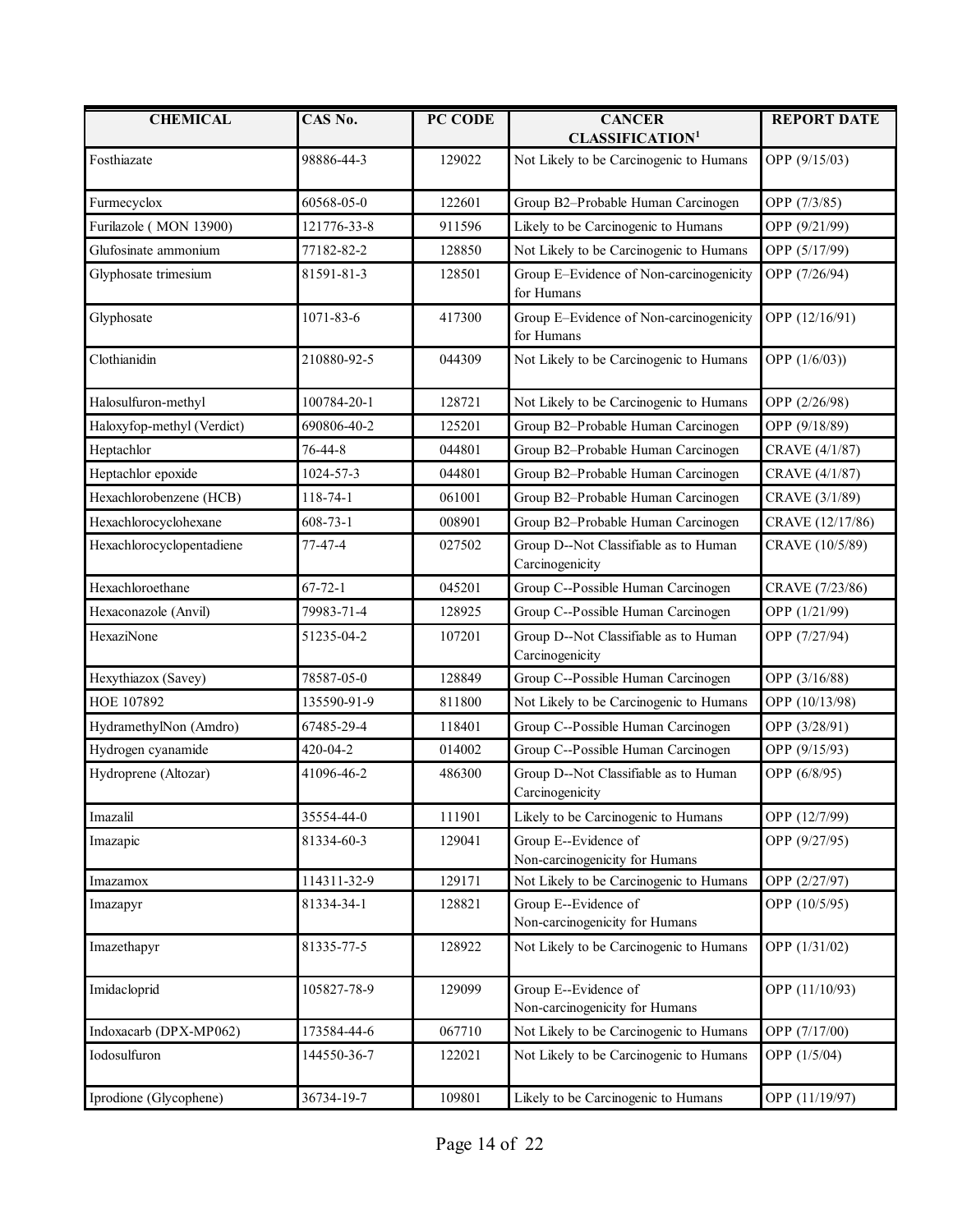| CHEMICAL | CAS No. | PC CODE | CANCER CLASSIFICATION[1] | REPORT DATE |
|---|---|---|---|---|
| Fosthiazate | 98886-44-3 | 129022 | Not Likely to be Carcinogenic to Humans | OPP (9/15/03) |
| Furmecyclox | 60568-05-0 | 122601 | Group B2–Probable Human Carcinogen | OPP (7/3/85) |
| Furilazole ( MON 13900) | 121776-33-8 | 911596 | Likely to be Carcinogenic to Humans | OPP (9/21/99) |
| Glufosinate ammonium | 77182-82-2 | 128850 | Not Likely to be Carcinogenic to Humans | OPP (5/17/99) |
| Glyphosate trimesium | 81591-81-3 | 128501 | Group E–Evidence of Non-carcinogenicity for Humans | OPP (7/26/94) |
| Glyphosate | 1071-83-6 | 417300 | Group E–Evidence of Non-carcinogenicity for Humans | OPP (12/16/91) |
| Clothianidin | 210880-92-5 | 044309 | Not Likely to be Carcinogenic to Humans | OPP (1/6/03)) |
| Halosulfuron-methyl | 100784-20-1 | 128721 | Not Likely to be Carcinogenic to Humans | OPP (2/26/98) |
| Haloxyfop-methyl (Verdict) | 690806-40-2 | 125201 | Group B2–Probable Human Carcinogen | OPP (9/18/89) |
| Heptachlor | 76-44-8 | 044801 | Group B2–Probable Human Carcinogen | CRAVE (4/1/87) |
| Heptachlor epoxide | 1024-57-3 | 044801 | Group B2–Probable Human Carcinogen | CRAVE (4/1/87) |
| Hexachlorobenzene (HCB) | 118-74-1 | 061001 | Group B2–Probable Human Carcinogen | CRAVE (3/1/89) |
| Hexachlorocyclohexane | 608-73-1 | 008901 | Group B2–Probable Human Carcinogen | CRAVE (12/17/86) |
| Hexachlorocyclopentadiene | 77-47-4 | 027502 | Group D--Not Classifiable as to Human Carcinogenicity | CRAVE (10/5/89) |
| Hexachloroethane | 67-72-1 | 045201 | Group C--Possible Human Carcinogen | CRAVE (7/23/86) |
| Hexaconazole (Anvil) | 79983-71-4 | 128925 | Group C--Possible Human Carcinogen | OPP (1/21/99) |
| HexaziNone | 51235-04-2 | 107201 | Group D--Not Classifiable as to Human Carcinogenicity | OPP (7/27/94) |
| Hexythiazox (Savey) | 78587-05-0 | 128849 | Group C--Possible Human Carcinogen | OPP (3/16/88) |
| HOE 107892 | 135590-91-9 | 811800 | Not Likely to be Carcinogenic to Humans | OPP (10/13/98) |
| HydramethylNon (Amdro) | 67485-29-4 | 118401 | Group C--Possible Human Carcinogen | OPP (3/28/91) |
| Hydrogen cyanamide | 420-04-2 | 014002 | Group C--Possible Human Carcinogen | OPP (9/15/93) |
| Hydroprene (Altozar) | 41096-46-2 | 486300 | Group D--Not Classifiable as to Human Carcinogenicity | OPP (6/8/95) |
| Imazalil | 35554-44-0 | 111901 | Likely to be Carcinogenic to Humans | OPP (12/7/99) |
| Imazapic | 81334-60-3 | 129041 | Group E--Evidence of Non-carcinogenicity for Humans | OPP (9/27/95) |
| Imazamox | 114311-32-9 | 129171 | Not Likely to be Carcinogenic to Humans | OPP (2/27/97) |
| Imazapyr | 81334-34-1 | 128821 | Group E--Evidence of Non-carcinogenicity for Humans | OPP (10/5/95) |
| Imazethapyr | 81335-77-5 | 128922 | Not Likely to be Carcinogenic to Humans | OPP (1/31/02) |
| Imidacloprid | 105827-78-9 | 129099 | Group E--Evidence of Non-carcinogenicity for Humans | OPP (11/10/93) |
| Indoxacarb (DPX-MP062) | 173584-44-6 | 067710 | Not Likely to be Carcinogenic to Humans | OPP (7/17/00) |
| Iodosulfuron | 144550-36-7 | 122021 | Not Likely to be Carcinogenic to Humans | OPP (1/5/04) |
| Iprodione (Glycophene) | 36734-19-7 | 109801 | Likely to be Carcinogenic to Humans | OPP (11/19/97) |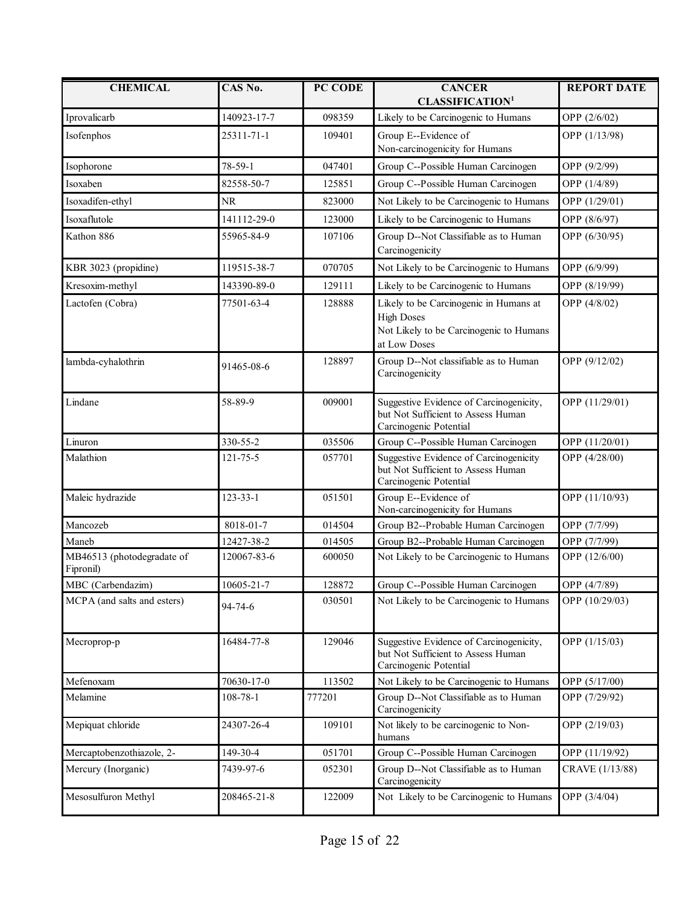| CHEMICAL | CAS No. | PC CODE | CANCER CLASSIFICATION[1] | REPORT DATE |
|---|---|---|---|---|
| Iprovalicarb | 140923-17-7 | 098359 | Likely to be Carcinogenic to Humans | OPP (2/6/02) |
| Isofenphos | 25311-71-1 | 109401 | Group E--Evidence of Non-carcinogenicity for Humans | OPP (1/13/98) |
| Isophorone | 78-59-1 | 047401 | Group C--Possible Human Carcinogen | OPP (9/2/99) |
| Isoxaben | 82558-50-7 | 125851 | Group C--Possible Human Carcinogen | OPP (1/4/89) |
| Isoxadifen-ethyl | NR | 823000 | Not Likely to be Carcinogenic to Humans | OPP (1/29/01) |
| Isoxaflutole | 141112-29-0 | 123000 | Likely to be Carcinogenic to Humans | OPP (8/6/97) |
| Kathon 886 | 55965-84-9 | 107106 | Group D--Not Classifiable as to Human Carcinogenicity | OPP (6/30/95) |
| KBR 3023 (propidine) | 119515-38-7 | 070705 | Not Likely to be Carcinogenic to Humans | OPP (6/9/99) |
| Kresoxim-methyl | 143390-89-0 | 129111 | Likely to be Carcinogenic to Humans | OPP (8/19/99) |
| Lactofen (Cobra) | 77501-63-4 | 128888 | Likely to be Carcinogenic in Humans at High Doses<br>Not Likely to be Carcinogenic to Humans at Low Doses | OPP (4/8/02) |
| lambda-cyhalothrin | 91465-08-6 | 128897 | Group D--Not classifiable as to Human Carcinogenicity | OPP (9/12/02) |
| Lindane | 58-89-9 | 009001 | Suggestive Evidence of Carcinogenicity, but Not Sufficient to Assess Human Carcinogenic Potential | OPP (11/29/01) |
| Linuron | 330-55-2 | 035506 | Group C--Possible Human Carcinogen | OPP (11/20/01) |
| Malathion | 121-75-5 | 057701 | Suggestive Evidence of Carcinogenicity but Not Sufficient to Assess Human Carcinogenic Potential | OPP (4/28/00) |
| Maleic hydrazide | 123-33-1 | 051501 | Group E--Evidence of Non-carcinogenicity for Humans | OPP (11/10/93) |
| Mancozeb | 8018-01-7 | 014504 | Group B2--Probable Human Carcinogen | OPP (7/7/99) |
| Maneb | 12427-38-2 | 014505 | Group B2--Probable Human Carcinogen | OPP (7/7/99) |
| MB46513 (photodegradate of Fipronil) | 120067-83-6 | 600050 | Not Likely to be Carcinogenic to Humans | OPP (12/6/00) |
| MBC (Carbendazim) | 10605-21-7 | 128872 | Group C--Possible Human Carcinogen | OPP (4/7/89) |
| MCPA (and salts and esters) | 94-74-6 | 030501 | Not Likely to be Carcinogenic to Humans | OPP (10/29/03) |
| Mecroprop-p | 16484-77-8 | 129046 | Suggestive Evidence of Carcinogenicity, but Not Sufficient to Assess Human Carcinogenic Potential | OPP (1/15/03) |
| Mefenoxam | 70630-17-0 | 113502 | Not Likely to be Carcinogenic to Humans | OPP (5/17/00) |
| Melamine | 108-78-1 | 777201 | Group D--Not Classifiable as to Human Carcinogenicity | OPP (7/29/92) |
| Mepiquat chloride | 24307-26-4 | 109101 | Not likely to be carcinogenic to Non-humans | OPP (2/19/03) |
| Mercaptobenzothiazole, 2- | 149-30-4 | 051701 | Group C--Possible Human Carcinogen | OPP (11/19/92) |
| Mercury (Inorganic) | 7439-97-6 | 052301 | Group D--Not Classifiable as to Human Carcinogenicity | CRAVE (1/13/88) |
| Mesosulfuron Methyl | 208465-21-8 | 122009 | Not Likely to be Carcinogenic to Humans | OPP (3/4/04) |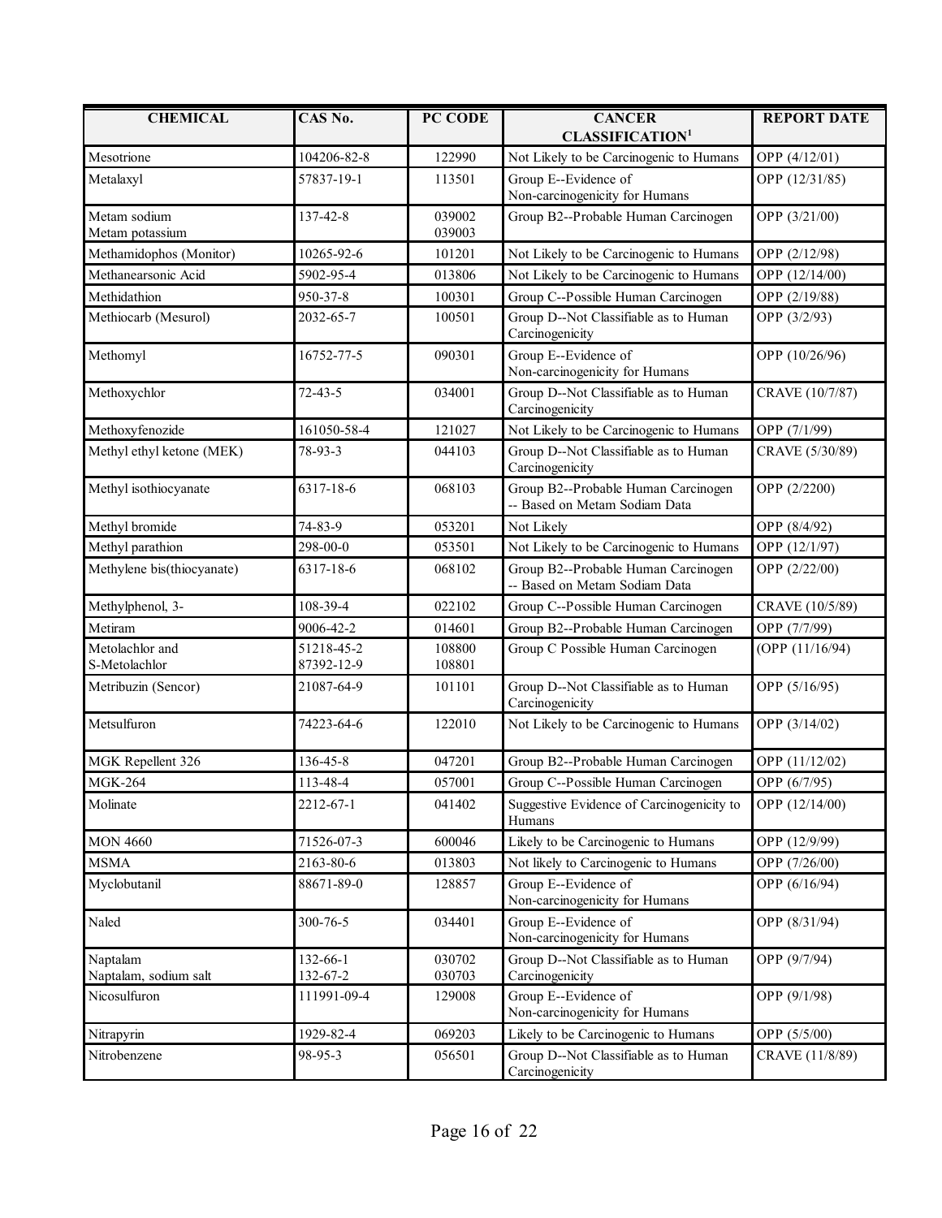| CHEMICAL | CAS No. | PC CODE | CANCER CLASSIFICATION[1] | REPORT DATE |
|---|---|---|---|---|
| Mesotrione | 104206-82-8 | 122990 | Not Likely to be Carcinogenic to Humans | OPP (4/12/01) |
| Metalaxyl | 57837-19-1 | 113501 | Group E--Evidence of Non-carcinogenicity for Humans | OPP (12/31/85) |
| Metam sodium<br>Metam potassium | 137-42-8 | 039002<br>039003 | Group B2--Probable Human Carcinogen | OPP (3/21/00) |
| Methamidophos (Monitor) | 10265-92-6 | 101201 | Not Likely to be Carcinogenic to Humans | OPP (2/12/98) |
| Methanearsonic Acid | 5902-95-4 | 013806 | Not Likely to be Carcinogenic to Humans | OPP (12/14/00) |
| Methidathion | 950-37-8 | 100301 | Group C--Possible Human Carcinogen | OPP (2/19/88) |
| Methiocarb (Mesurol) | 2032-65-7 | 100501 | Group D--Not Classifiable as to Human Carcinogenicity | OPP (3/2/93) |
| Methomyl | 16752-77-5 | 090301 | Group E--Evidence of Non-carcinogenicity for Humans | OPP (10/26/96) |
| Methoxychlor | 72-43-5 | 034001 | Group D--Not Classifiable as to Human Carcinogenicity | CRAVE (10/7/87) |
| Methoxyfenozide | 161050-58-4 | 121027 | Not Likely to be Carcinogenic to Humans | OPP (7/1/99) |
| Methyl ethyl ketone (MEK) | 78-93-3 | 044103 | Group D--Not Classifiable as to Human Carcinogenicity | CRAVE (5/30/89) |
| Methyl isothiocyanate | 6317-18-6 | 068103 | Group B2--Probable Human Carcinogen -- Based on Metam Sodiam Data | OPP (2/2200) |
| Methyl bromide | 74-83-9 | 053201 | Not Likely | OPP (8/4/92) |
| Methyl parathion | 298-00-0 | 053501 | Not Likely to be Carcinogenic to Humans | OPP (12/1/97) |
| Methylene bis(thiocyanate) | 6317-18-6 | 068102 | Group B2--Probable Human Carcinogen -- Based on Metam Sodiam Data | OPP (2/22/00) |
| Methylphenol, 3- | 108-39-4 | 022102 | Group C--Possible Human Carcinogen | CRAVE (10/5/89) |
| Metiram | 9006-42-2 | 014601 | Group B2--Probable Human Carcinogen | OPP (7/7/99) |
| Metolachlor and<br>S-Metolachlor | 51218-45-2<br>87392-12-9 | 108800<br>108801 | Group C Possible Human Carcinogen | (OPP (11/16/94) |
| Metribuzin (Sencor) | 21087-64-9 | 101101 | Group D--Not Classifiable as to Human Carcinogenicity | OPP (5/16/95) |
| Metsulfuron | 74223-64-6 | 122010 | Not Likely to be Carcinogenic to Humans | OPP (3/14/02) |
| MGK Repellent 326 | 136-45-8 | 047201 | Group B2--Probable Human Carcinogen | OPP (11/12/02) |
| MGK-264 | 113-48-4 | 057001 | Group C--Possible Human Carcinogen | OPP (6/7/95) |
| Molinate | 2212-67-1 | 041402 | Suggestive Evidence of Carcinogenicity to Humans | OPP (12/14/00) |
| MON 4660 | 71526-07-3 | 600046 | Likely to be Carcinogenic to Humans | OPP (12/9/99) |
| MSMA | 2163-80-6 | 013803 | Not likely to Carcinogenic to Humans | OPP (7/26/00) |
| Myclobutanil | 88671-89-0 | 128857 | Group E--Evidence of Non-carcinogenicity for Humans | OPP (6/16/94) |
| Naled | 300-76-5 | 034401 | Group E--Evidence of Non-carcinogenicity for Humans | OPP (8/31/94) |
| Naptalam<br>Naptalam, sodium salt | 132-66-1<br>132-67-2 | 030702<br>030703 | Group D--Not Classifiable as to Human Carcinogenicity | OPP (9/7/94) |
| Nicosulfuron | 111991-09-4 | 129008 | Group E--Evidence of Non-carcinogenicity for Humans | OPP (9/1/98) |
| Nitrapyrin | 1929-82-4 | 069203 | Likely to be Carcinogenic to Humans | OPP (5/5/00) |
| Nitrobenzene | 98-95-3 | 056501 | Group D--Not Classifiable as to Human Carcinogenicity | CRAVE (11/8/89) |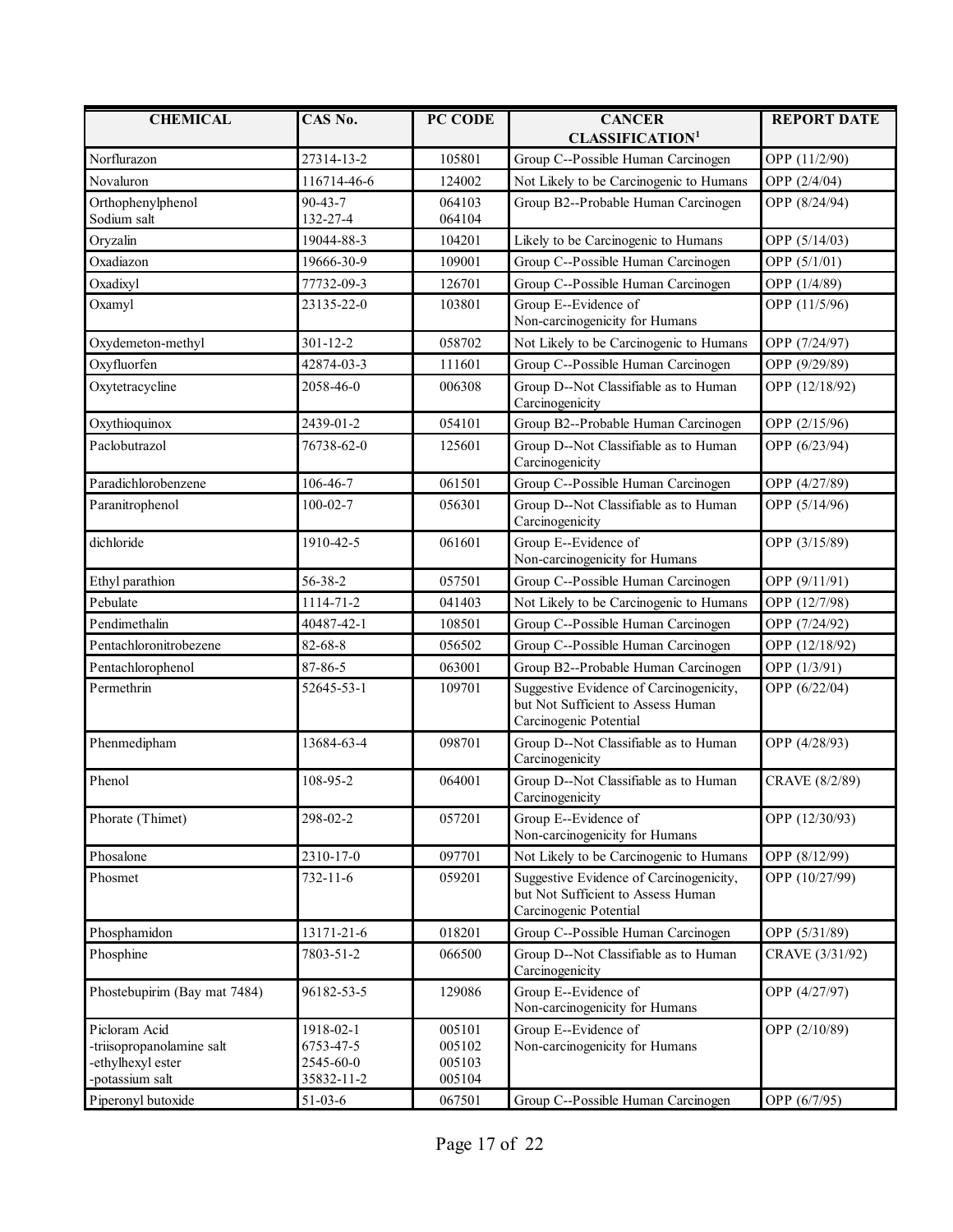| CHEMICAL | CAS No. | PC CODE | CANCER CLASSIFICATION[1] | REPORT DATE |
|---|---|---|---|---|
| Norflurazon | 27314-13-2 | 105801 | Group C--Possible Human Carcinogen | OPP (11/2/90) |
| Novaluron | 116714-46-6 | 124002 | Not Likely to be Carcinogenic to Humans | OPP (2/4/04) |
| Orthophenylphenol<br>Sodium salt | 90-43-7<br>132-27-4 | 064103<br>064104 | Group B2--Probable Human Carcinogen | OPP (8/24/94) |
| Oryzalin | 19044-88-3 | 104201 | Likely to be Carcinogenic to Humans | OPP (5/14/03) |
| Oxadiazon | 19666-30-9 | 109001 | Group C--Possible Human Carcinogen | OPP (5/1/01) |
| Oxadixyl | 77732-09-3 | 126701 | Group C--Possible Human Carcinogen | OPP (1/4/89) |
| Oxamyl | 23135-22-0 | 103801 | Group E--Evidence of Non-carcinogenicity for Humans | OPP (11/5/96) |
| Oxydemeton-methyl | 301-12-2 | 058702 | Not Likely to be Carcinogenic to Humans | OPP (7/24/97) |
| Oxyfluorfen | 42874-03-3 | 111601 | Group C--Possible Human Carcinogen | OPP (9/29/89) |
| Oxytetracycline | 2058-46-0 | 006308 | Group D--Not Classifiable as to Human Carcinogenicity | OPP (12/18/92) |
| Oxythioquinox | 2439-01-2 | 054101 | Group B2--Probable Human Carcinogen | OPP (2/15/96) |
| Paclobutrazol | 76738-62-0 | 125601 | Group D--Not Classifiable as to Human Carcinogenicity | OPP (6/23/94) |
| Paradichlorobenzene | 106-46-7 | 061501 | Group C--Possible Human Carcinogen | OPP (4/27/89) |
| Paranitrophenol | 100-02-7 | 056301 | Group D--Not Classifiable as to Human Carcinogenicity | OPP (5/14/96) |
| dichloride | 1910-42-5 | 061601 | Group E--Evidence of Non-carcinogenicity for Humans | OPP (3/15/89) |
| Ethyl parathion | 56-38-2 | 057501 | Group C--Possible Human Carcinogen | OPP (9/11/91) |
| Pebulate | 1114-71-2 | 041403 | Not Likely to be Carcinogenic to Humans | OPP (12/7/98) |
| Pendimethalin | 40487-42-1 | 108501 | Group C--Possible Human Carcinogen | OPP (7/24/92) |
| Pentachloronitrobezene | 82-68-8 | 056502 | Group C--Possible Human Carcinogen | OPP (12/18/92) |
| Pentachlorophenol | 87-86-5 | 063001 | Group B2--Probable Human Carcinogen | OPP (1/3/91) |
| Permethrin | 52645-53-1 | 109701 | Suggestive Evidence of Carcinogenicity, but Not Sufficient to Assess Human Carcinogenic Potential | OPP (6/22/04) |
| Phenmedipham | 13684-63-4 | 098701 | Group D--Not Classifiable as to Human Carcinogenicity | OPP (4/28/93) |
| Phenol | 108-95-2 | 064001 | Group D--Not Classifiable as to Human Carcinogenicity | CRAVE (8/2/89) |
| Phorate (Thimet) | 298-02-2 | 057201 | Group E--Evidence of Non-carcinogenicity for Humans | OPP (12/30/93) |
| Phosalone | 2310-17-0 | 097701 | Not Likely to be Carcinogenic to Humans | OPP (8/12/99) |
| Phosmet | 732-11-6 | 059201 | Suggestive Evidence of Carcinogenicity, but Not Sufficient to Assess Human Carcinogenic Potential | OPP (10/27/99) |
| Phosphamidon | 13171-21-6 | 018201 | Group C--Possible Human Carcinogen | OPP (5/31/89) |
| Phosphine | 7803-51-2 | 066500 | Group D--Not Classifiable as to Human Carcinogenicity | CRAVE (3/31/92) |
| Phostebupirim (Bay mat 7484) | 96182-53-5 | 129086 | Group E--Evidence of Non-carcinogenicity for Humans | OPP (4/27/97) |
| Picloram Acid<br>-triisopropanolamine salt<br>-ethylhexyl ester<br>-potassium salt | 1918-02-1<br>6753-47-5<br>2545-60-0<br>35832-11-2 | 005101<br>005102<br>005103<br>005104 | Group E--Evidence of Non-carcinogenicity for Humans | OPP (2/10/89) |
| Piperonyl butoxide | 51-03-6 | 067501 | Group C--Possible Human Carcinogen | OPP (6/7/95) |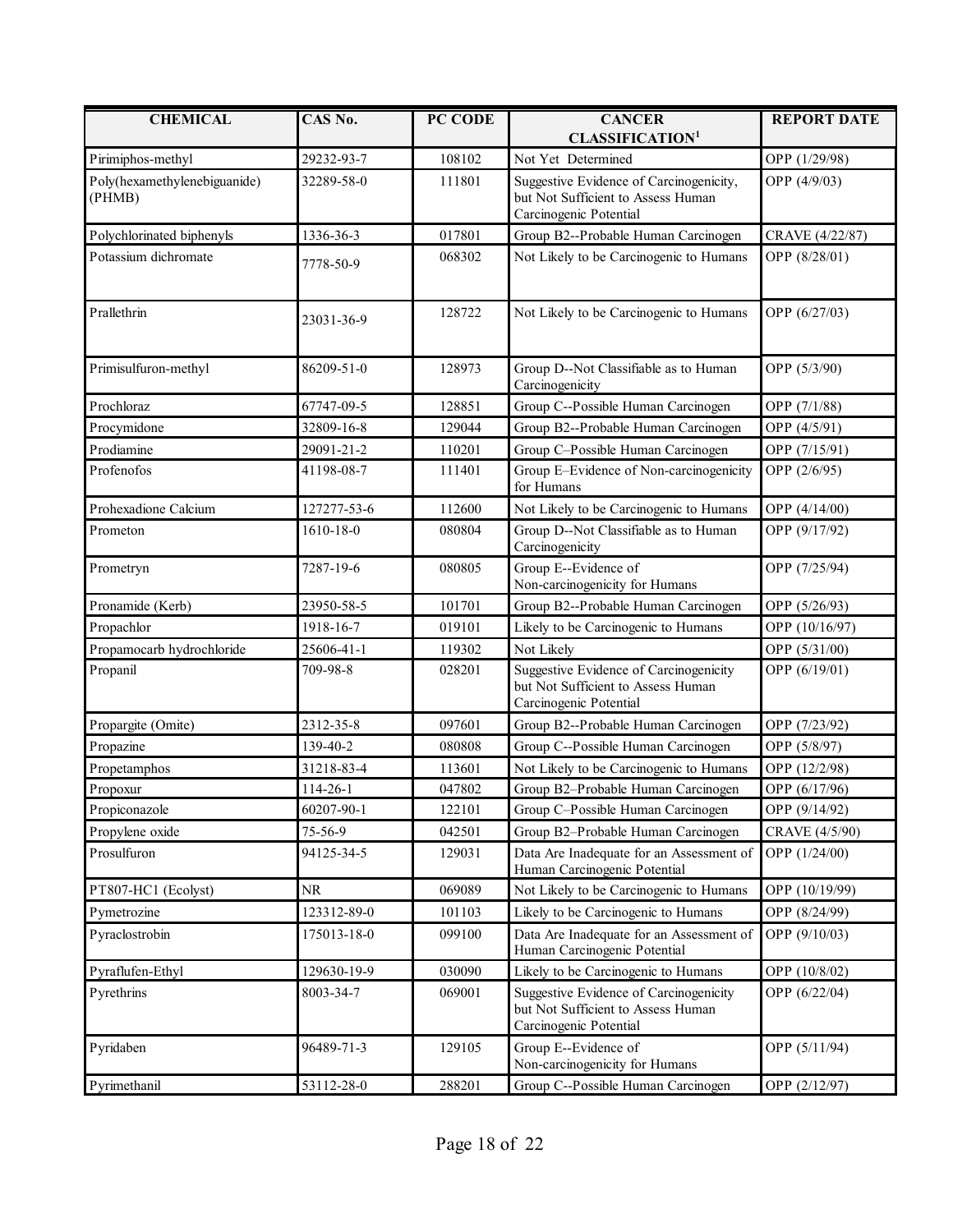| CHEMICAL | CAS No. | PC CODE | CANCER CLASSIFICATION[1] | REPORT DATE |
|---|---|---|---|---|
| Pirimiphos-methyl | 29232-93-7 | 108102 | Not Yet Determined | OPP (1/29/98) |
| Poly(hexamethylenebiguanide) (PHMB) | 32289-58-0 | 111801 | Suggestive Evidence of Carcinogenicity, but Not Sufficient to Assess Human Carcinogenic Potential | OPP (4/9/03) |
| Polychlorinated biphenyls | 1336-36-3 | 017801 | Group B2--Probable Human Carcinogen | CRAVE (4/22/87) |
| Potassium dichromate | 7778-50-9 | 068302 | Not Likely to be Carcinogenic to Humans | OPP (8/28/01) |
| Prallethrin | 23031-36-9 | 128722 | Not Likely to be Carcinogenic to Humans | OPP (6/27/03) |
| Primisulfuron-methyl | 86209-51-0 | 128973 | Group D--Not Classifiable as to Human Carcinogenicity | OPP (5/3/90) |
| Prochloraz | 67747-09-5 | 128851 | Group C--Possible Human Carcinogen | OPP (7/1/88) |
| Procymidone | 32809-16-8 | 129044 | Group B2--Probable Human Carcinogen | OPP (4/5/91) |
| Prodiamine | 29091-21-2 | 110201 | Group C–Possible Human Carcinogen | OPP (7/15/91) |
| Profenofos | 41198-08-7 | 111401 | Group E–Evidence of Non-carcinogenicity for Humans | OPP (2/6/95) |
| Prohexadione Calcium | 127277-53-6 | 112600 | Not Likely to be Carcinogenic to Humans | OPP (4/14/00) |
| Prometon | 1610-18-0 | 080804 | Group D--Not Classifiable as to Human Carcinogenicity | OPP (9/17/92) |
| Prometryn | 7287-19-6 | 080805 | Group E--Evidence of Non-carcinogenicity for Humans | OPP (7/25/94) |
| Pronamide (Kerb) | 23950-58-5 | 101701 | Group B2--Probable Human Carcinogen | OPP (5/26/93) |
| Propachlor | 1918-16-7 | 019101 | Likely to be Carcinogenic to Humans | OPP (10/16/97) |
| Propamocarb hydrochloride | 25606-41-1 | 119302 | Not Likely | OPP (5/31/00) |
| Propanil | 709-98-8 | 028201 | Suggestive Evidence of Carcinogenicity but Not Sufficient to Assess Human Carcinogenic Potential | OPP (6/19/01) |
| Propargite (Omite) | 2312-35-8 | 097601 | Group B2--Probable Human Carcinogen | OPP (7/23/92) |
| Propazine | 139-40-2 | 080808 | Group C--Possible Human Carcinogen | OPP (5/8/97) |
| Propetamphos | 31218-83-4 | 113601 | Not Likely to be Carcinogenic to Humans | OPP (12/2/98) |
| Propoxur | 114-26-1 | 047802 | Group B2–Probable Human Carcinogen | OPP (6/17/96) |
| Propiconazole | 60207-90-1 | 122101 | Group C–Possible Human Carcinogen | OPP (9/14/92) |
| Propylene oxide | 75-56-9 | 042501 | Group B2–Probable Human Carcinogen | CRAVE (4/5/90) |
| Prosulfuron | 94125-34-5 | 129031 | Data Are Inadequate for an Assessment of Human Carcinogenic Potential | OPP (1/24/00) |
| PT807-HC1 (Ecolyst) | NR | 069089 | Not Likely to be Carcinogenic to Humans | OPP (10/19/99) |
| Pymetrozine | 123312-89-0 | 101103 | Likely to be Carcinogenic to Humans | OPP (8/24/99) |
| Pyraclostrobin | 175013-18-0 | 099100 | Data Are Inadequate for an Assessment of Human Carcinogenic Potential | OPP (9/10/03) |
| Pyraflufen-Ethyl | 129630-19-9 | 030090 | Likely to be Carcinogenic to Humans | OPP (10/8/02) |
| Pyrethrins | 8003-34-7 | 069001 | Suggestive Evidence of Carcinogenicity but Not Sufficient to Assess Human Carcinogenic Potential | OPP (6/22/04) |
| Pyridaben | 96489-71-3 | 129105 | Group E--Evidence of Non-carcinogenicity for Humans | OPP (5/11/94) |
| Pyrimethanil | 53112-28-0 | 288201 | Group C--Possible Human Carcinogen | OPP (2/12/97) |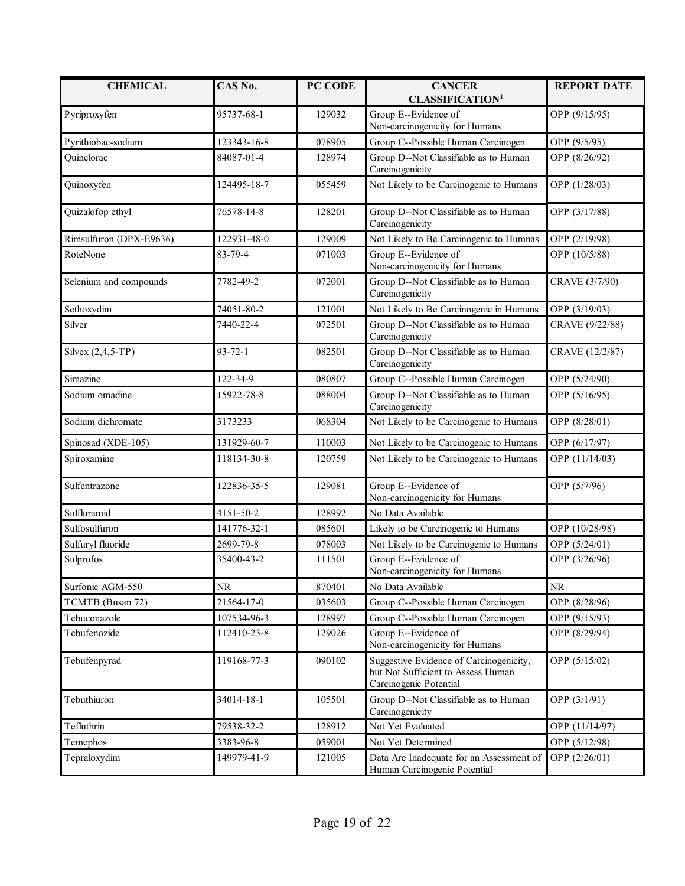| CHEMICAL | CAS No. | PC CODE | CANCER CLASSIFICATION[1] | REPORT DATE |
|---|---|---|---|---|
| Pyriproxyfen | 95737-68-1 | 129032 | Group E--Evidence of Non-carcinogenicity for Humans | OPP (9/15/95) |
| Pyrithiobac-sodium | 123343-16-8 | 078905 | Group C--Possible Human Carcinogen | OPP (9/5/95) |
| Quinclorac | 84087-01-4 | 128974 | Group D--Not Classifiable as to Human Carcinogenicity | OPP (8/26/92) |
| Quinoxyfen | 124495-18-7 | 055459 | Not Likely to be Carcinogenic to Humans | OPP (1/28/03) |
| Quizalofop ethyl | 76578-14-8 | 128201 | Group D--Not Classifiable as to Human Carcinogenicity | OPP (3/17/88) |
| Rimsulfuron (DPX-E9636) | 122931-48-0 | 129009 | Not Likely to Be Carcinogenic to Humnas | OPP (2/19/98) |
| RoteNone | 83-79-4 | 071003 | Group E--Evidence of Non-carcinogenicity for Humans | OPP (10/5/88) |
| Selenium and compounds | 7782-49-2 | 072001 | Group D--Not Classifiable as to Human Carcinogenicity | CRAVE (3/7/90) |
| Sethoxydim | 74051-80-2 | 121001 | Not Likely to Be Carcinogenic in Humans | OPP (3/19/03) |
| Silver | 7440-22-4 | 072501 | Group D--Not Classifiable as to Human Carcinogenicity | CRAVE (9/22/88) |
| Silvex (2,4,5-TP) | 93-72-1 | 082501 | Group D--Not Classifiable as to Human Carcinogenicity | CRAVE (12/2/87) |
| Simazine | 122-34-9 | 080807 | Group C--Possible Human Carcinogen | OPP (5/24/90) |
| Sodium omadine | 15922-78-8 | 088004 | Group D--Not Classifiable as to Human Carcinogenicity | OPP (5/16/95) |
| Sodium dichromate | 3173233 | 068304 | Not Likely to be Carcinogenic to Humans | OPP (8/28/01) |
| Spinosad (XDE-105) | 131929-60-7 | 110003 | Not Likely to be Carcinogenic to Humans | OPP (6/17/97) |
| Spiroxamine | 118134-30-8 | 120759 | Not Likely to be Carcinogenic to Humans | OPP (11/14/03) |
| Sulfentrazone | 122836-35-5 | 129081 | Group E--Evidence of Non-carcinogenicity for Humans | OPP (5/7/96) |
| Sulfluramid | 4151-50-2 | 128992 | No Data Available | |
| Sulfosulfuron | 141776-32-1 | 085601 | Likely to be Carcinogenic to Humans | OPP (10/28/98) |
| Sulfuryl fluoride | 2699-79-8 | 078003 | Not Likely to be Carcinogenic to Humans | OPP (5/24/01) |
| Sulprofos | 35400-43-2 | 111501 | Group E--Evidence of Non-carcinogenicity for Humans | OPP (3/26/96) |
| Surfonic AGM-550 | NR | 870401 | No Data Available | NR |
| TCMTB (Busan 72) | 21564-17-0 | 035603 | Group C--Possible Human Carcinogen | OPP (8/28/96) |
| Tebuconazole | 107534-96-3 | 128997 | Group C--Possible Human Carcinogen | OPP (9/15/93) |
| Tebufenozide | 112410-23-8 | 129026 | Group E--Evidence of Non-carcinogenicity for Humans | OPP (8/29/94) |
| Tebufenpyrad | 119168-77-3 | 090102 | Suggestive Evidence of Carcinogenicity, but Not Sufficient to Assess Human Carcinogenic Potential | OPP (5/15/02) |
| Tebuthiuron | 34014-18-1 | 105501 | Group D--Not Classifiable as to Human Carcinogenicity | OPP (3/1/91) |
| Tefluthrin | 79538-32-2 | 128912 | Not Yet Evaluated | OPP (11/14/97) |
| Temephos | 3383-96-8 | 059001 | Not Yet Determined | OPP (5/12/98) |
| Tepraloxydim | 149979-41-9 | 121005 | Data Are Inadequate for an Assessment of Human Carcinogenic Potential | OPP (2/26/01) |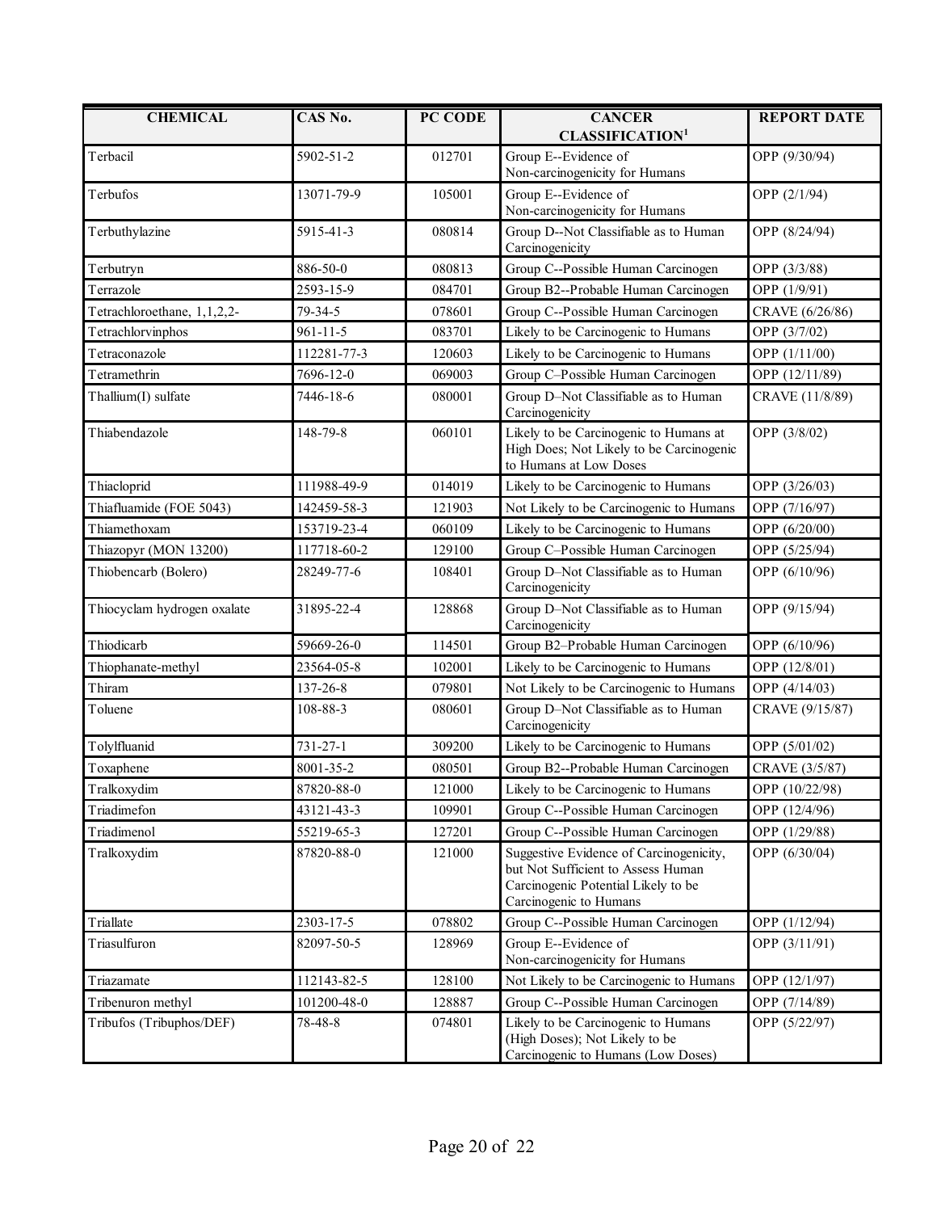| CHEMICAL | CAS No. | PC CODE | CANCER CLASSIFICATION[1] | REPORT DATE |
|---|---|---|---|---|
| Terbacil | 5902-51-2 | 012701 | Group E--Evidence of Non-carcinogenicity for Humans | OPP (9/30/94) |
| Terbufos | 13071-79-9 | 105001 | Group E--Evidence of Non-carcinogenicity for Humans | OPP (2/1/94) |
| Terbuthylazine | 5915-41-3 | 080814 | Group D--Not Classifiable as to Human Carcinogenicity | OPP (8/24/94) |
| Terbutryn | 886-50-0 | 080813 | Group C--Possible Human Carcinogen | OPP (3/3/88) |
| Terrazole | 2593-15-9 | 084701 | Group B2--Probable Human Carcinogen | OPP (1/9/91) |
| Tetrachloroethane, 1,1,2,2- | 79-34-5 | 078601 | Group C--Possible Human Carcinogen | CRAVE (6/26/86) |
| Tetrachlorvinphos | 961-11-5 | 083701 | Likely to be Carcinogenic to Humans | OPP (3/7/02) |
| Tetraconazole | 112281-77-3 | 120603 | Likely to be Carcinogenic to Humans | OPP (1/11/00) |
| Tetramethrin | 7696-12-0 | 069003 | Group C–Possible Human Carcinogen | OPP (12/11/89) |
| Thallium(I) sulfate | 7446-18-6 | 080001 | Group D–Not Classifiable as to Human Carcinogenicity | CRAVE (11/8/89) |
| Thiabendazole | 148-79-8 | 060101 | Likely to be Carcinogenic to Humans at High Does; Not Likely to be Carcinogenic to Humans at Low Doses | OPP (3/8/02) |
| Thiacloprid | 111988-49-9 | 014019 | Likely to be Carcinogenic to Humans | OPP (3/26/03) |
| Thiafluamide (FOE 5043) | 142459-58-3 | 121903 | Not Likely to be Carcinogenic to Humans | OPP (7/16/97) |
| Thiamethoxam | 153719-23-4 | 060109 | Likely to be Carcinogenic to Humans | OPP (6/20/00) |
| Thiazopyr (MON 13200) | 117718-60-2 | 129100 | Group C–Possible Human Carcinogen | OPP (5/25/94) |
| Thiobencarb (Bolero) | 28249-77-6 | 108401 | Group D–Not Classifiable as to Human Carcinogenicity | OPP (6/10/96) |
| Thiocyclam hydrogen oxalate | 31895-22-4 | 128868 | Group D–Not Classifiable as to Human Carcinogenicity | OPP (9/15/94) |
| Thiodicarb | 59669-26-0 | 114501 | Group B2–Probable Human Carcinogen | OPP (6/10/96) |
| Thiophanate-methyl | 23564-05-8 | 102001 | Likely to be Carcinogenic to Humans | OPP (12/8/01) |
| Thiram | 137-26-8 | 079801 | Not Likely to be Carcinogenic to Humans | OPP (4/14/03) |
| Toluene | 108-88-3 | 080601 | Group D–Not Classifiable as to Human Carcinogenicity | CRAVE (9/15/87) |
| Tolylfluanid | 731-27-1 | 309200 | Likely to be Carcinogenic to Humans | OPP (5/01/02) |
| Toxaphene | 8001-35-2 | 080501 | Group B2--Probable Human Carcinogen | CRAVE (3/5/87) |
| Tralkoxydim | 87820-88-0 | 121000 | Likely to be Carcinogenic to Humans | OPP (10/22/98) |
| Triadimefon | 43121-43-3 | 109901 | Group C--Possible Human Carcinogen | OPP (12/4/96) |
| Triadimenol | 55219-65-3 | 127201 | Group C--Possible Human Carcinogen | OPP (1/29/88) |
| Tralkoxydim | 87820-88-0 | 121000 | Suggestive Evidence of Carcinogenicity, but Not Sufficient to Assess Human Carcinogenic Potential Likely to be Carcinogenic to Humans | OPP (6/30/04) |
| Triallate | 2303-17-5 | 078802 | Group C--Possible Human Carcinogen | OPP (1/12/94) |
| Triasulfuron | 82097-50-5 | 128969 | Group E--Evidence of Non-carcinogenicity for Humans | OPP (3/11/91) |
| Triazamate | 112143-82-5 | 128100 | Not Likely to be Carcinogenic to Humans | OPP (12/1/97) |
| Tribenuron methyl | 101200-48-0 | 128887 | Group C--Possible Human Carcinogen | OPP (7/14/89) |
| Tribufos (Tribuphos/DEF) | 78-48-8 | 074801 | Likely to be Carcinogenic to Humans (High Doses); Not Likely to be Carcinogenic to Humans (Low Doses) | OPP (5/22/97) |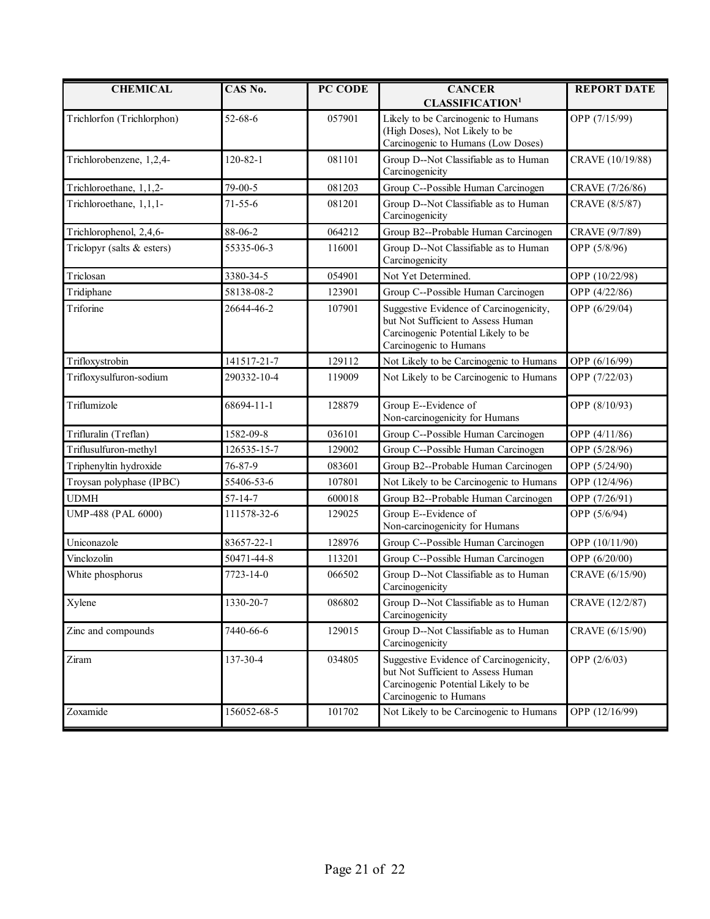| CHEMICAL | CAS No. | PC CODE | CANCER CLASSIFICATION[1] | REPORT DATE |
|---|---|---|---|---|
| Trichlorfon (Trichlorphon) | 52-68-6 | 057901 | Likely to be Carcinogenic to Humans (High Doses), Not Likely to be Carcinogenic to Humans (Low Doses) | OPP (7/15/99) |
| Trichlorobenzene, 1,2,4- | 120-82-1 | 081101 | Group D--Not Classifiable as to Human Carcinogenicity | CRAVE (10/19/88) |
| Trichloroethane, 1,1,2- | 79-00-5 | 081203 | Group C--Possible Human Carcinogen | CRAVE (7/26/86) |
| Trichloroethane, 1,1,1- | 71-55-6 | 081201 | Group D--Not Classifiable as to Human Carcinogenicity | CRAVE (8/5/87) |
| Trichlorophenol, 2,4,6- | 88-06-2 | 064212 | Group B2--Probable Human Carcinogen | CRAVE (9/7/89) |
| Triclopyr (salts & esters) | 55335-06-3 | 116001 | Group D--Not Classifiable as to Human Carcinogenicity | OPP (5/8/96) |
| Triclosan | 3380-34-5 | 054901 | Not Yet Determined. | OPP (10/22/98) |
| Tridiphane | 58138-08-2 | 123901 | Group C--Possible Human Carcinogen | OPP (4/22/86) |
| Triforine | 26644-46-2 | 107901 | Suggestive Evidence of Carcinogenicity, but Not Sufficient to Assess Human Carcinogenic Potential Likely to be Carcinogenic to Humans | OPP (6/29/04) |
| Trifloxystrobin | 141517-21-7 | 129112 | Not Likely to be Carcinogenic to Humans | OPP (6/16/99) |
| Trifloxysulfuron-sodium | 290332-10-4 | 119009 | Not Likely to be Carcinogenic to Humans | OPP (7/22/03) |
| Triflumizole | 68694-11-1 | 128879 | Group E--Evidence of Non-carcinogenicity for Humans | OPP (8/10/93) |
| Trifluralin (Treflan) | 1582-09-8 | 036101 | Group C--Possible Human Carcinogen | OPP (4/11/86) |
| Triflusulfuron-methyl | 126535-15-7 | 129002 | Group C--Possible Human Carcinogen | OPP (5/28/96) |
| Triphenyltin hydroxide | 76-87-9 | 083601 | Group B2--Probable Human Carcinogen | OPP (5/24/90) |
| Troysan polyphase (IPBC) | 55406-53-6 | 107801 | Not Likely to be Carcinogenic to Humans | OPP (12/4/96) |
| UDMH | 57-14-7 | 600018 | Group B2--Probable Human Carcinogen | OPP (7/26/91) |
| UMP-488 (PAL 6000) | 111578-32-6 | 129025 | Group E--Evidence of Non-carcinogenicity for Humans | OPP (5/6/94) |
| Uniconazole | 83657-22-1 | 128976 | Group C--Possible Human Carcinogen | OPP (10/11/90) |
| Vinclozolin | 50471-44-8 | 113201 | Group C--Possible Human Carcinogen | OPP (6/20/00) |
| White phosphorus | 7723-14-0 | 066502 | Group D--Not Classifiable as to Human Carcinogenicity | CRAVE (6/15/90) |
| Xylene | 1330-20-7 | 086802 | Group D--Not Classifiable as to Human Carcinogenicity | CRAVE (12/2/87) |
| Zinc and compounds | 7440-66-6 | 129015 | Group D--Not Classifiable as to Human Carcinogenicity | CRAVE (6/15/90) |
| Ziram | 137-30-4 | 034805 | Suggestive Evidence of Carcinogenicity, but Not Sufficient to Assess Human Carcinogenic Potential Likely to be Carcinogenic to Humans | OPP (2/6/03) |
| Zoxamide | 156052-68-5 | 101702 | Not Likely to be Carcinogenic to Humans | OPP (12/16/99) |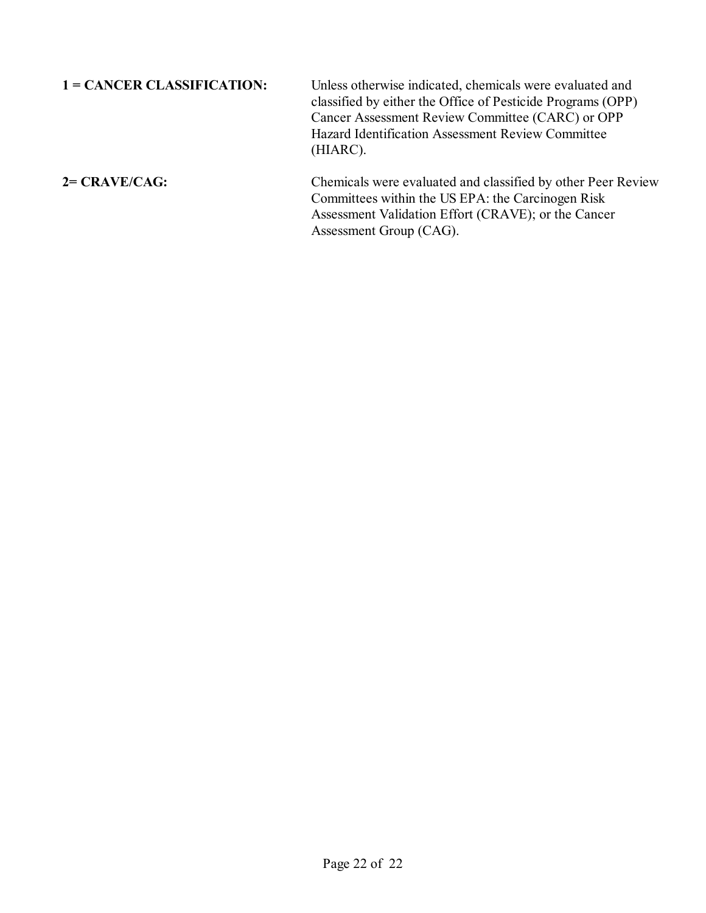**1 = CANCER CLASSIFICATION:** Unless otherwise indicated, chemicals were evaluated and classified by either the Office of Pesticide Programs (OPP) Cancer Assessment Review Committee (CARC) or OPP Hazard Identification Assessment Review Committee (HIARC).

**2= CRAVE/CAG:** Chemicals were evaluated and classified by other Peer Review Committees within the US EPA: the Carcinogen Risk Assessment Validation Effort (CRAVE); or the Cancer Assessment Group (CAG).